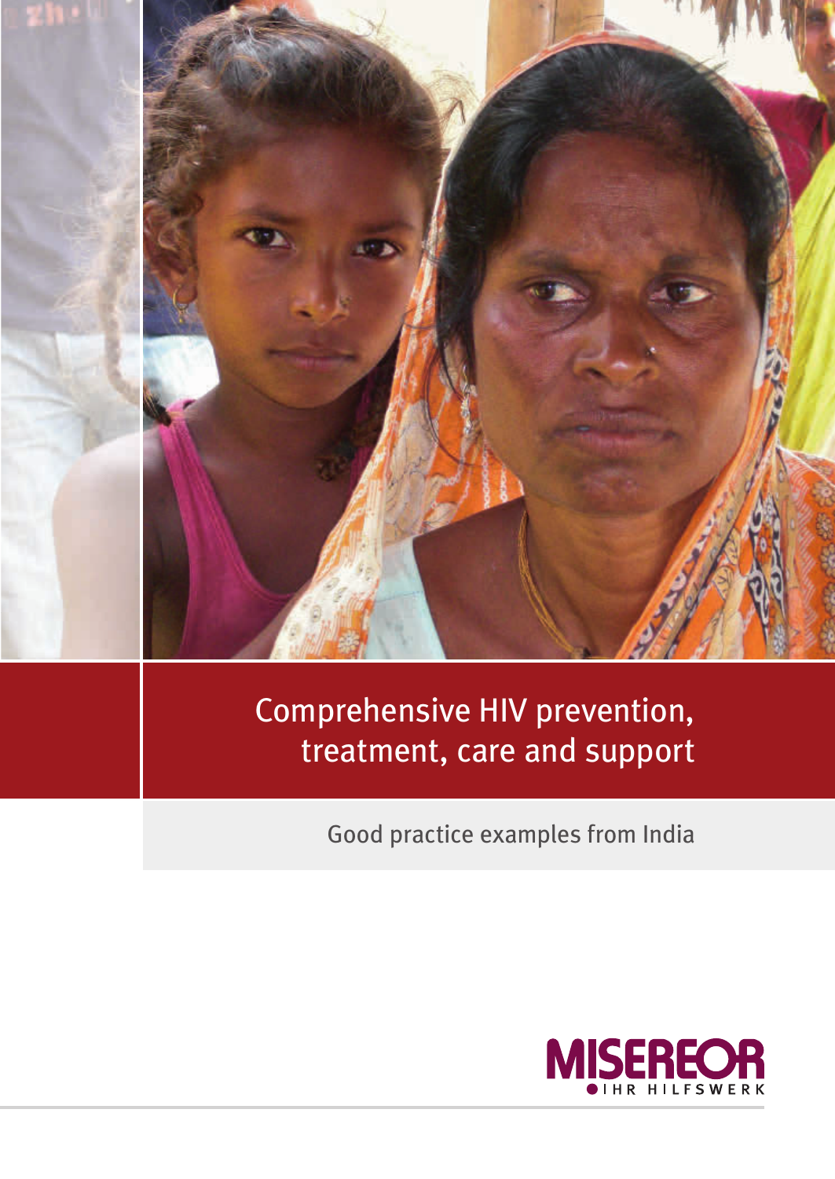# Comprehensive HIV prevention, treatment, care and support

Good practice examples from India

MISEREOR
IHR HILFSWERK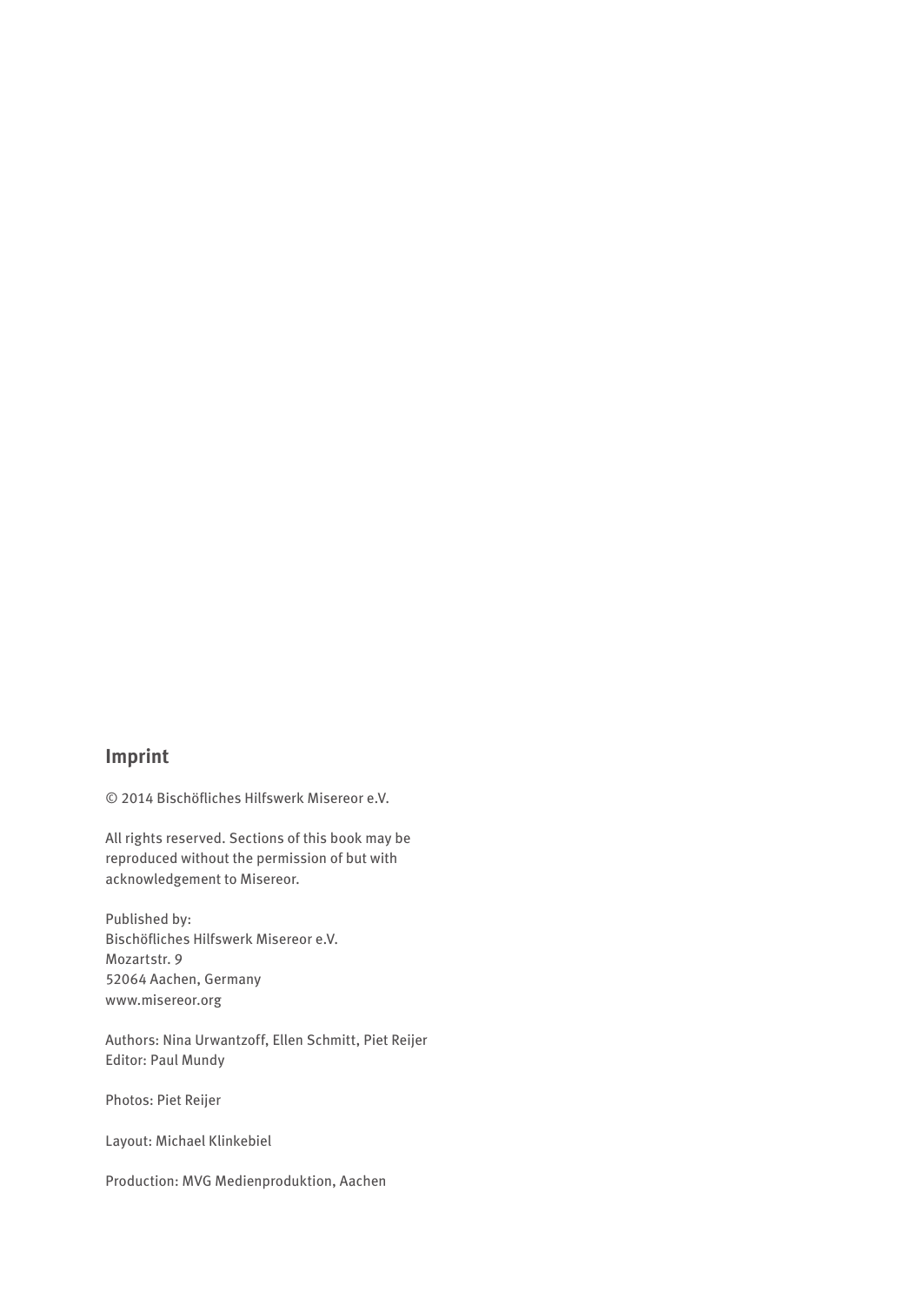## Imprint

© 2014 Bischöfliches Hilfswerk Misereor e.V.

All rights reserved. Sections of this book may be reproduced without the permission of but with acknowledgement to Misereor.

Published by:
Bischöfliches Hilfswerk Misereor e.V.
Mozartstr. 9
52064 Aachen, Germany
www.misereor.org

Authors: Nina Urwantzoff, Ellen Schmitt, Piet Reijer
Editor: Paul Mundy

Photos: Piet Reijer

Layout: Michael Klinkebiel

Production: MVG Medienproduktion, Aachen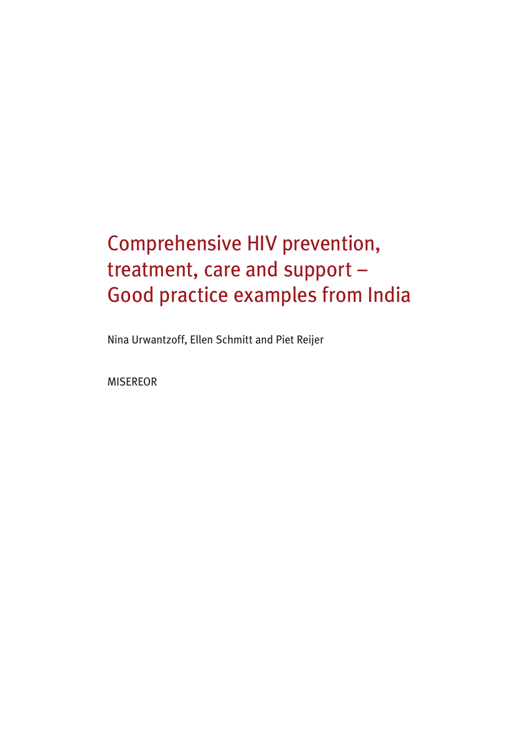# Comprehensive HIV prevention, treatment, care and support – Good practice examples from India

Nina Urwantzoff, Ellen Schmitt and Piet Reijer

MISEREOR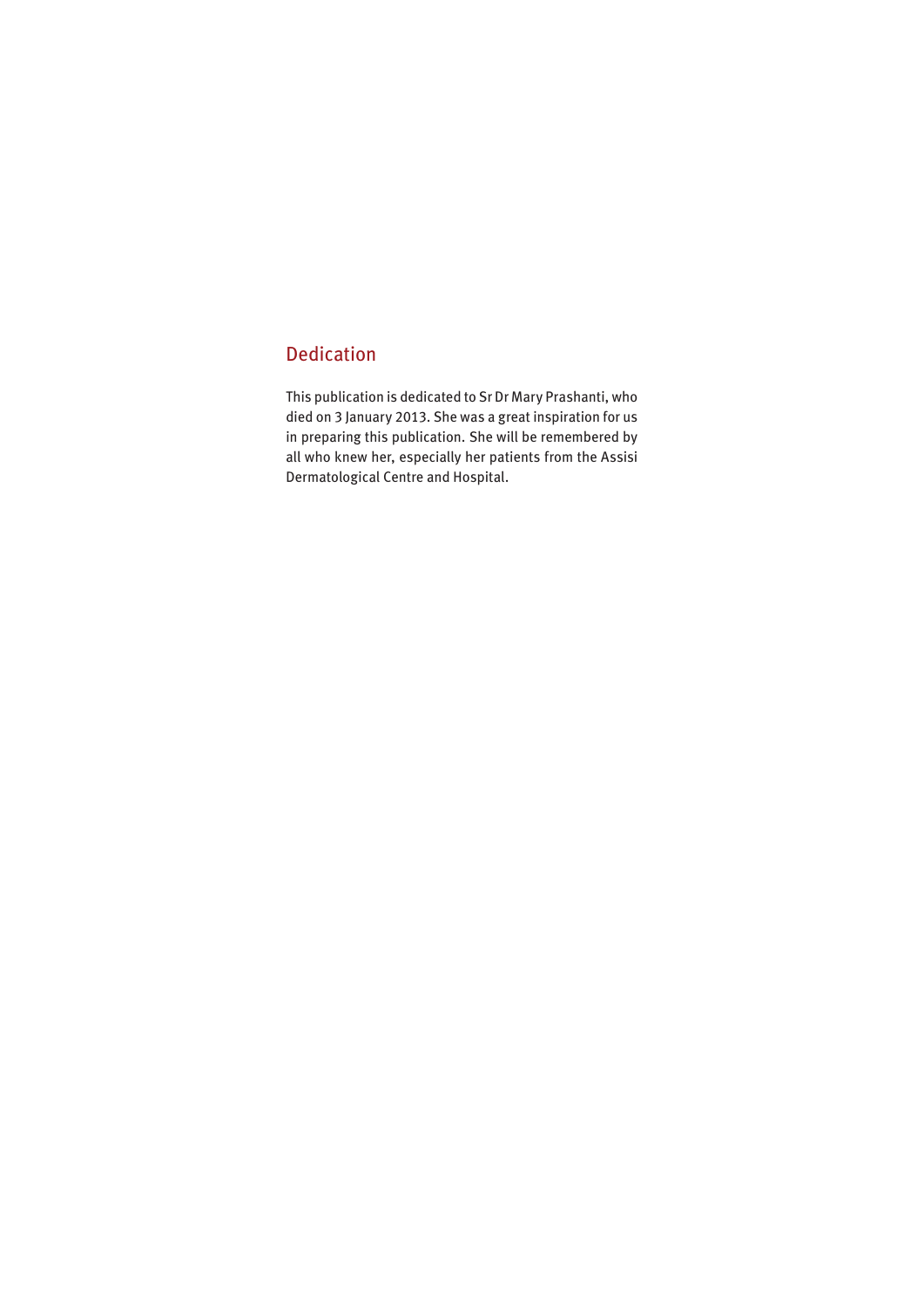## Dedication

This publication is dedicated to Sr Dr Mary Prashanti, who died on 3 January 2013. She was a great inspiration for us in preparing this publication. She will be remembered by all who knew her, especially her patients from the Assisi Dermatological Centre and Hospital.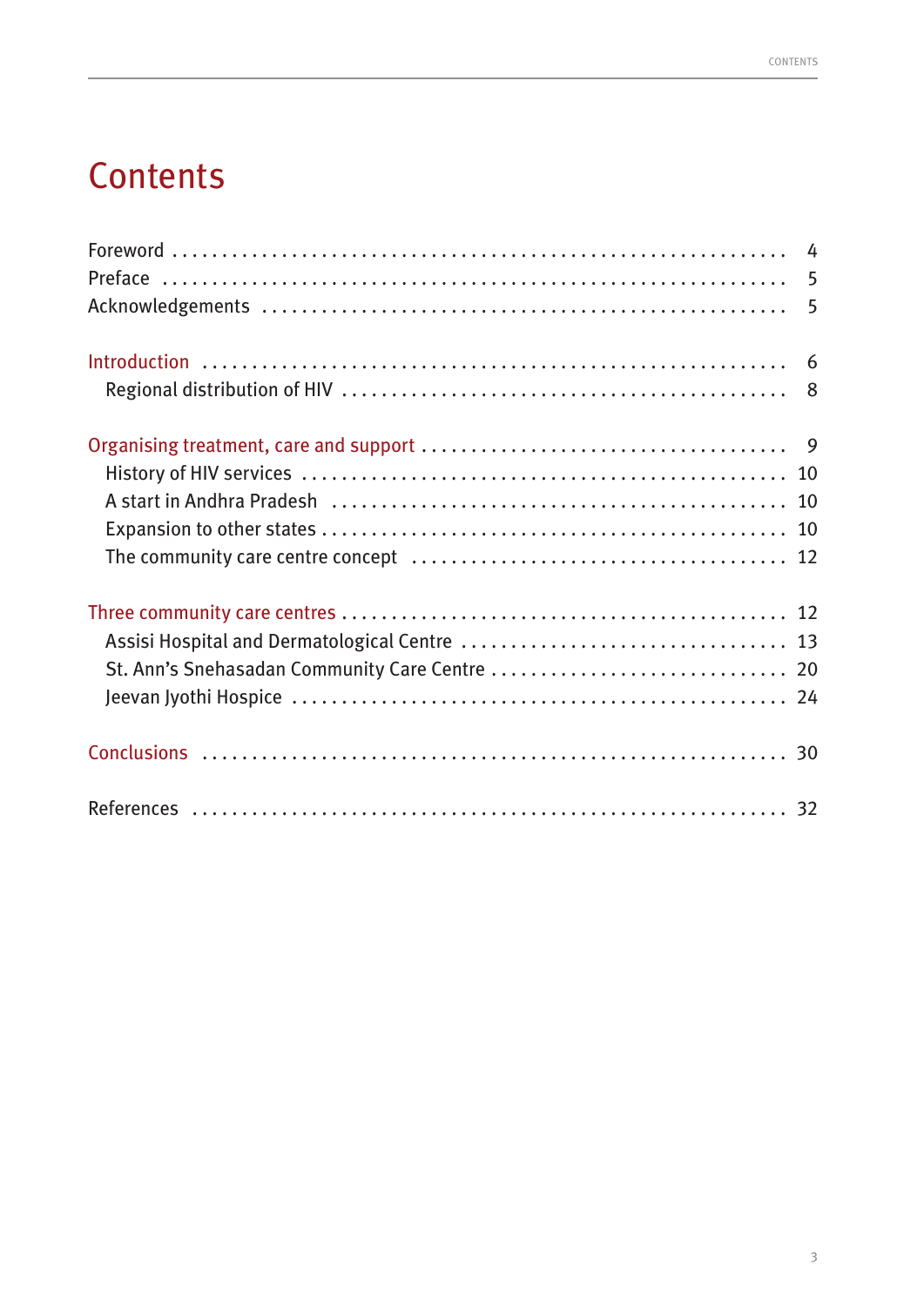# Contents

Foreword . . . . . . . . . . 4
Preface . . . . . . . . . . 5
Acknowledgements . . . . . . . . . . 5

Introduction . . . . . . . . . . 6
- Regional distribution of HIV . . . . . . . . . . 8

Organising treatment, care and support . . . . . . . . . . 9
- History of HIV services . . . . . . . . . . 10
- A start in Andhra Pradesh . . . . . . . . . . 10
- Expansion to other states . . . . . . . . . . 10
- The community care centre concept . . . . . . . . . . 12

Three community care centres . . . . . . . . . . 12
- Assisi Hospital and Dermatological Centre . . . . . . . . . . 13
- St. Ann's Snehasadan Community Care Centre . . . . . . . . . . 20
- Jeevan Jyothi Hospice . . . . . . . . . . 24

Conclusions . . . . . . . . . . 30

References . . . . . . . . . . 32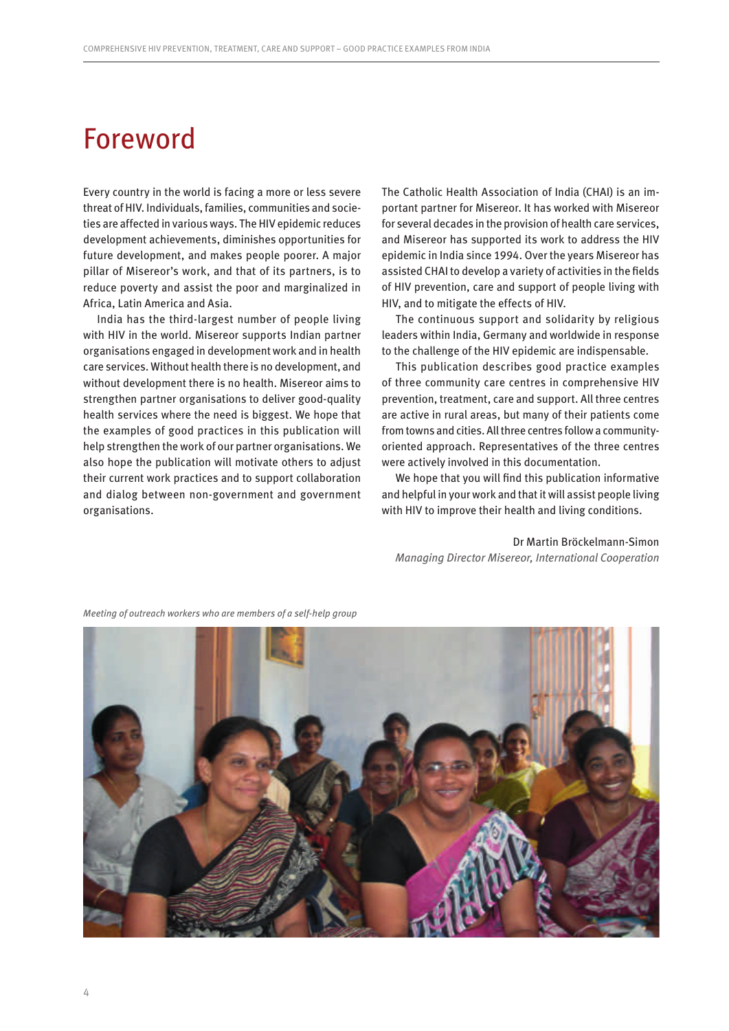# Foreword

Every country in the world is facing a more or less severe threat of HIV. Individuals, families, communities and societies are affected in various ways. The HIV epidemic reduces development achievements, diminishes opportunities for future development, and makes people poorer. A major pillar of Misereor's work, and that of its partners, is to reduce poverty and assist the poor and marginalized in Africa, Latin America and Asia.

India has the third-largest number of people living with HIV in the world. Misereor supports Indian partner organisations engaged in development work and in health care services. Without health there is no development, and without development there is no health. Misereor aims to strengthen partner organisations to deliver good-quality health services where the need is biggest. We hope that the examples of good practices in this publication will help strengthen the work of our partner organisations. We also hope the publication will motivate others to adjust their current work practices and to support collaboration and dialog between non-government and government organisations.

The Catholic Health Association of India (CHAI) is an important partner for Misereor. It has worked with Misereor for several decades in the provision of health care services, and Misereor has supported its work to address the HIV epidemic in India since 1994. Over the years Misereor has assisted CHAI to develop a variety of activities in the fields of HIV prevention, care and support of people living with HIV, and to mitigate the effects of HIV.

The continuous support and solidarity by religious leaders within India, Germany and worldwide in response to the challenge of the HIV epidemic are indispensable.

This publication describes good practice examples of three community care centres in comprehensive HIV prevention, treatment, care and support. All three centres are active in rural areas, but many of their patients come from towns and cities. All three centres follow a community-oriented approach. Representatives of the three centres were actively involved in this documentation.

We hope that you will find this publication informative and helpful in your work and that it will assist people living with HIV to improve their health and living conditions.

Dr Martin Bröckelmann-Simon
*Managing Director Misereor, International Cooperation*

*Meeting of outreach workers who are members of a self-help group*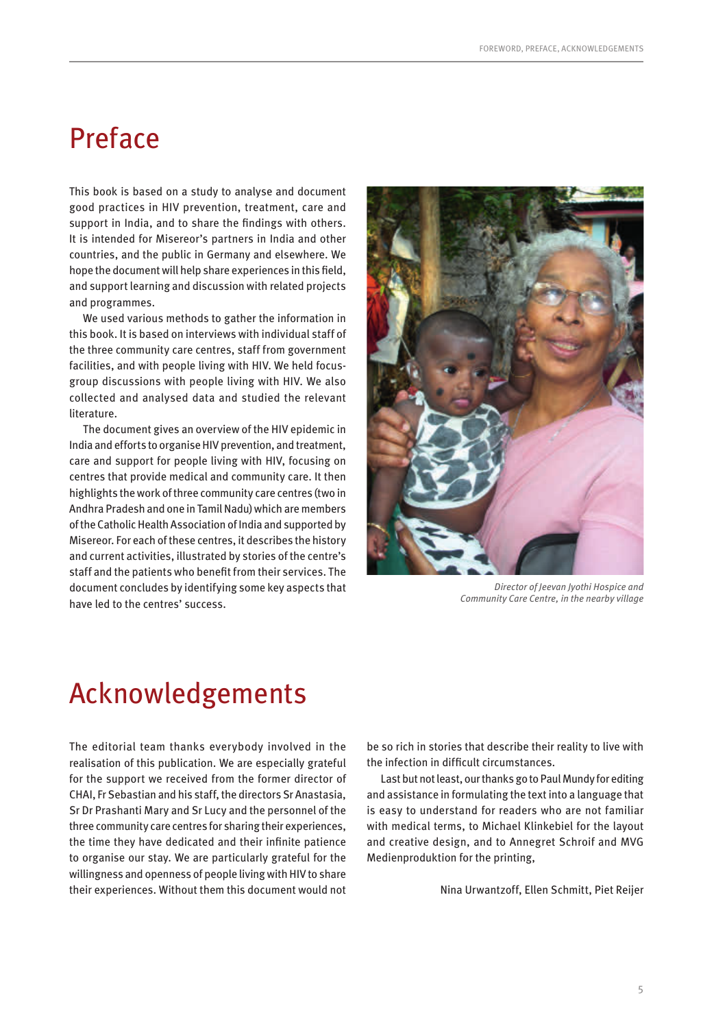# Preface

This book is based on a study to analyse and document good practices in HIV prevention, treatment, care and support in India, and to share the findings with others. It is intended for Misereor's partners in India and other countries, and the public in Germany and elsewhere. We hope the document will help share experiences in this field, and support learning and discussion with related projects and programmes.

We used various methods to gather the information in this book. It is based on interviews with individual staff of the three community care centres, staff from government facilities, and with people living with HIV. We held focus-group discussions with people living with HIV. We also collected and analysed data and studied the relevant literature.

The document gives an overview of the HIV epidemic in India and efforts to organise HIV prevention, and treatment, care and support for people living with HIV, focusing on centres that provide medical and community care. It then highlights the work of three community care centres (two in Andhra Pradesh and one in Tamil Nadu) which are members of the Catholic Health Association of India and supported by Misereor. For each of these centres, it describes the history and current activities, illustrated by stories of the centre's staff and the patients who benefit from their services. The document concludes by identifying some key aspects that have led to the centres' success.

*Director of Jeevan Jyothi Hospice and Community Care Centre, in the nearby village*

# Acknowledgements

The editorial team thanks everybody involved in the realisation of this publication. We are especially grateful for the support we received from the former director of CHAI, Fr Sebastian and his staff, the directors Sr Anastasia, Sr Dr Prashanti Mary and Sr Lucy and the personnel of the three community care centres for sharing their experiences, the time they have dedicated and their infinite patience to organise our stay. We are particularly grateful for the willingness and openness of people living with HIV to share their experiences. Without them this document would not be so rich in stories that describe their reality to live with the infection in difficult circumstances.

Last but not least, our thanks go to Paul Mundy for editing and assistance in formulating the text into a language that is easy to understand for readers who are not familiar with medical terms, to Michael Klinkebiel for the layout and creative design, and to Annegret Schroif and MVG Medienproduktion for the printing,

Nina Urwantzoff, Ellen Schmitt, Piet Reijer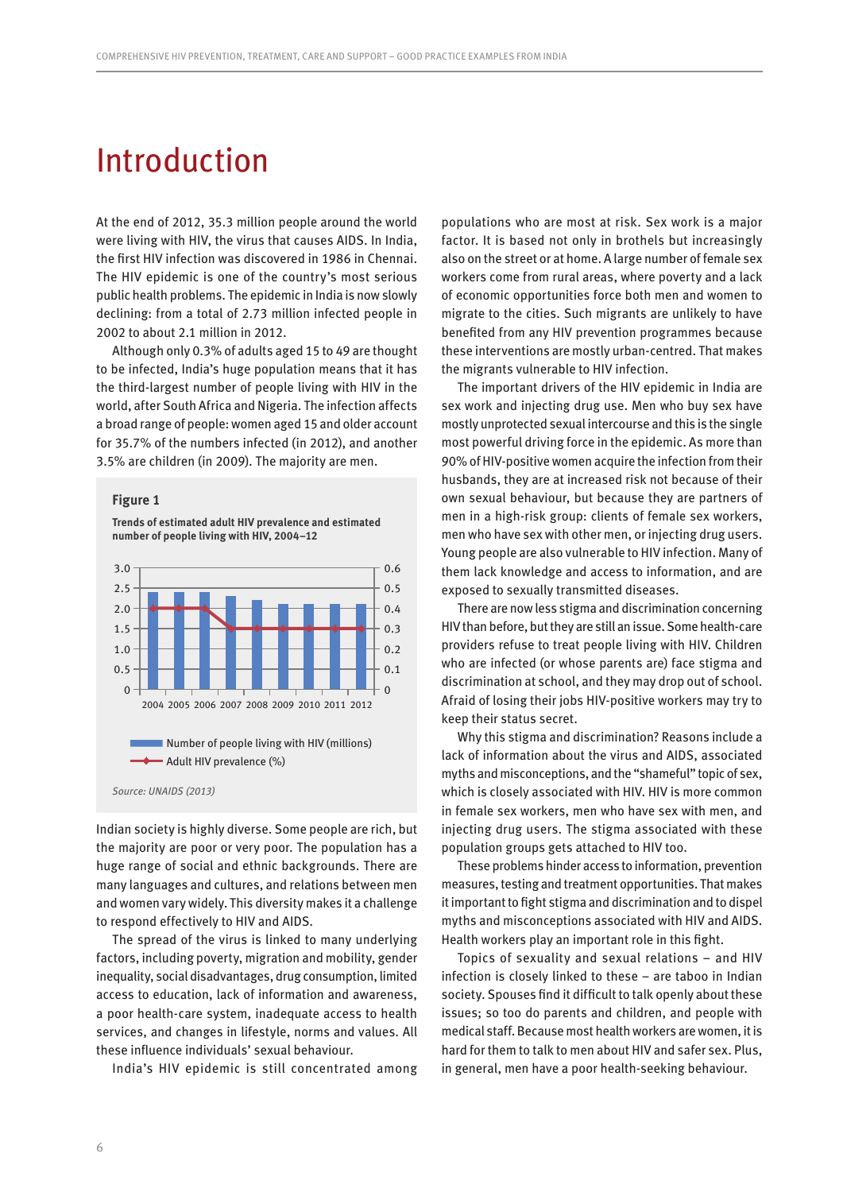# Introduction

At the end of 2012, 35.3 million people around the world were living with HIV, the virus that causes AIDS. In India, the first HIV infection was discovered in 1986 in Chennai. The HIV epidemic is one of the country's most serious public health problems. The epidemic in India is now slowly declining: from a total of 2.73 million infected people in 2002 to about 2.1 million in 2012.

Although only 0.3% of adults aged 15 to 49 are thought to be infected, India's huge population means that it has the third-largest number of people living with HIV in the world, after South Africa and Nigeria. The infection affects a broad range of people: women aged 15 and older account for 35.7% of the numbers infected (in 2012), and another 3.5% are children (in 2009). The majority are men.

**Figure 1**

**Trends of estimated adult HIV prevalence and estimated number of people living with HIV, 2004–12**

Number of people living with HIV (millions)
Adult HIV prevalence (%)

*Source: UNAIDS (2013)*

Indian society is highly diverse. Some people are rich, but the majority are poor or very poor. The population has a huge range of social and ethnic backgrounds. There are many languages and cultures, and relations between men and women vary widely. This diversity makes it a challenge to respond effectively to HIV and AIDS.

The spread of the virus is linked to many underlying factors, including poverty, migration and mobility, gender inequality, social disadvantages, drug consumption, limited access to education, lack of information and awareness, a poor health-care system, inadequate access to health services, and changes in lifestyle, norms and values. All these influence individuals' sexual behaviour.

India's HIV epidemic is still concentrated among populations who are most at risk. Sex work is a major factor. It is based not only in brothels but increasingly also on the street or at home. A large number of female sex workers come from rural areas, where poverty and a lack of economic opportunities force both men and women to migrate to the cities. Such migrants are unlikely to have benefited from any HIV prevention programmes because these interventions are mostly urban-centred. That makes the migrants vulnerable to HIV infection.

The important drivers of the HIV epidemic in India are sex work and injecting drug use. Men who buy sex have mostly unprotected sexual intercourse and this is the single most powerful driving force in the epidemic. As more than 90% of HIV-positive women acquire the infection from their husbands, they are at increased risk not because of their own sexual behaviour, but because they are partners of men in a high-risk group: clients of female sex workers, men who have sex with other men, or injecting drug users. Young people are also vulnerable to HIV infection. Many of them lack knowledge and access to information, and are exposed to sexually transmitted diseases.

There are now less stigma and discrimination concerning HIV than before, but they are still an issue. Some health-care providers refuse to treat people living with HIV. Children who are infected (or whose parents are) face stigma and discrimination at school, and they may drop out of school. Afraid of losing their jobs HIV-positive workers may try to keep their status secret.

Why this stigma and discrimination? Reasons include a lack of information about the virus and AIDS, associated myths and misconceptions, and the "shameful" topic of sex, which is closely associated with HIV. HIV is more common in female sex workers, men who have sex with men, and injecting drug users. The stigma associated with these population groups gets attached to HIV too.

These problems hinder access to information, prevention measures, testing and treatment opportunities. That makes it important to fight stigma and discrimination and to dispel myths and misconceptions associated with HIV and AIDS. Health workers play an important role in this fight.

Topics of sexuality and sexual relations – and HIV infection is closely linked to these – are taboo in Indian society. Spouses find it difficult to talk openly about these issues; so too do parents and children, and people with medical staff. Because most health workers are women, it is hard for them to talk to men about HIV and safer sex. Plus, in general, men have a poor health-seeking behaviour.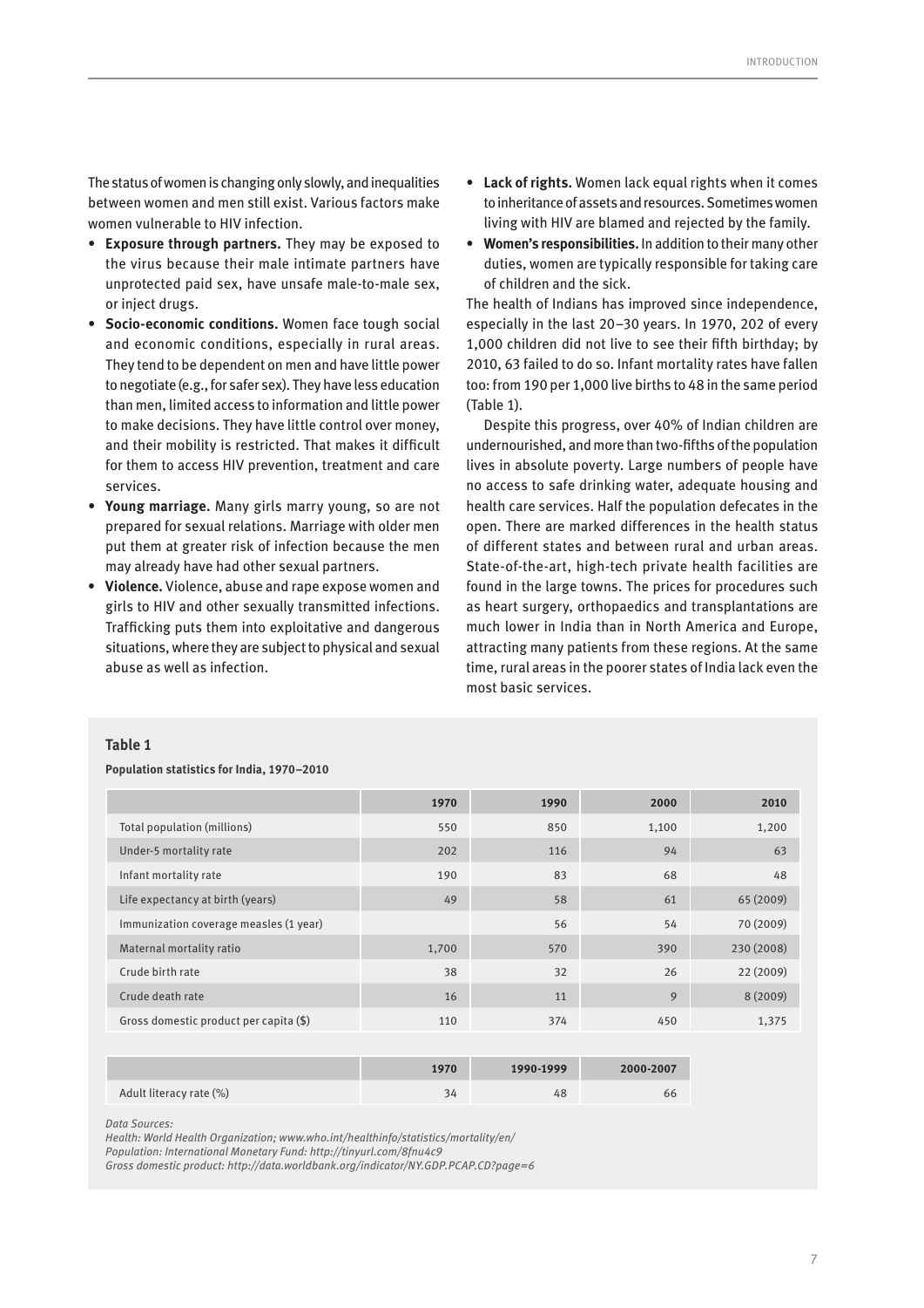The status of women is changing only slowly, and inequalities between women and men still exist. Various factors make women vulnerable to HIV infection.

- **Exposure through partners.** They may be exposed to the virus because their male intimate partners have unprotected paid sex, have unsafe male-to-male sex, or inject drugs.
- **Socio-economic conditions.** Women face tough social and economic conditions, especially in rural areas. They tend to be dependent on men and have little power to negotiate (e.g., for safer sex). They have less education than men, limited access to information and little power to make decisions. They have little control over money, and their mobility is restricted. That makes it difficult for them to access HIV prevention, treatment and care services.
- **Young marriage.** Many girls marry young, so are not prepared for sexual relations. Marriage with older men put them at greater risk of infection because the men may already have had other sexual partners.
- **Violence.** Violence, abuse and rape expose women and girls to HIV and other sexually transmitted infections. Trafficking puts them into exploitative and dangerous situations, where they are subject to physical and sexual abuse as well as infection.
- **Lack of rights.** Women lack equal rights when it comes to inheritance of assets and resources. Sometimes women living with HIV are blamed and rejected by the family.
- **Women's responsibilities.** In addition to their many other duties, women are typically responsible for taking care of children and the sick.

The health of Indians has improved since independence, especially in the last 20–30 years. In 1970, 202 of every 1,000 children did not live to see their fifth birthday; by 2010, 63 failed to do so. Infant mortality rates have fallen too: from 190 per 1,000 live births to 48 in the same period (Table 1).

Despite this progress, over 40% of Indian children are undernourished, and more than two-fifths of the population lives in absolute poverty. Large numbers of people have no access to safe drinking water, adequate housing and health care services. Half the population defecates in the open. There are marked differences in the health status of different states and between rural and urban areas. State-of-the-art, high-tech private health facilities are found in the large towns. The prices for procedures such as heart surgery, orthopaedics and transplantations are much lower in India than in North America and Europe, attracting many patients from these regions. At the same time, rural areas in the poorer states of India lack even the most basic services.

**Table 1**

**Population statistics for India, 1970–2010**

| | 1970 | 1990 | 2000 | 2010 |
|---|---|---|---|---|
| Total population (millions) | 550 | 850 | 1,100 | 1,200 |
| Under-5 mortality rate | 202 | 116 | 94 | 63 |
| Infant mortality rate | 190 | 83 | 68 | 48 |
| Life expectancy at birth (years) | 49 | 58 | 61 | 65 (2009) |
| Immunization coverage measles (1 year) | | 56 | 54 | 70 (2009) |
| Maternal mortality ratio | 1,700 | 570 | 390 | 230 (2008) |
| Crude birth rate | 38 | 32 | 26 | 22 (2009) |
| Crude death rate | 16 | 11 | 9 | 8 (2009) |
| Gross domestic product per capita ($) | 110 | 374 | 450 | 1,375 |

| | 1970 | 1990-1999 | 2000-2007 |
|---|---|---|---|
| Adult literacy rate (%) | 34 | 48 | 66 |

*Data Sources:*
*Health: World Health Organization; www.who.int/healthinfo/statistics/mortality/en/*
*Population: International Monetary Fund: http://tinyurl.com/8fnu4c9*
*Gross domestic product: http://data.worldbank.org/indicator/NY.GDP.PCAP.CD?page=6*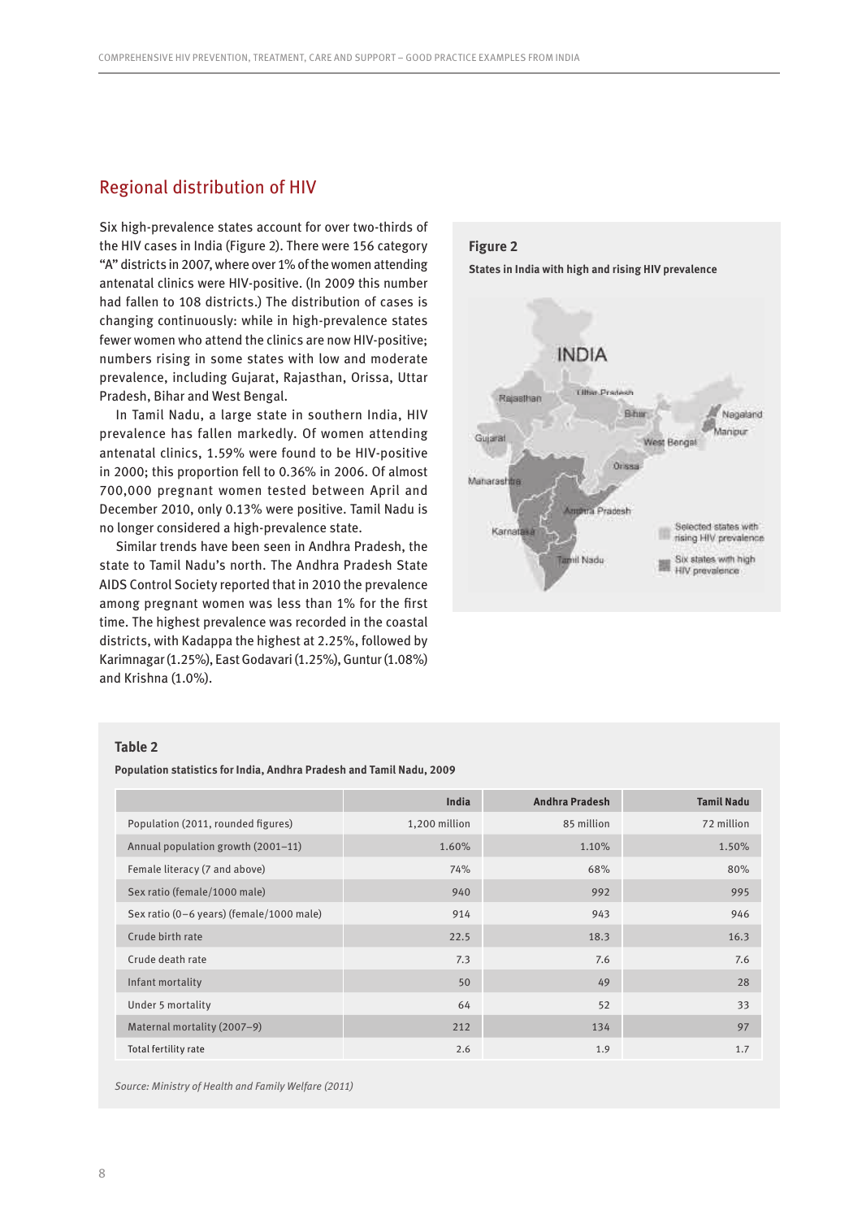## Regional distribution of HIV

Six high-prevalence states account for over two-thirds of the HIV cases in India (Figure 2). There were 156 category "A" districts in 2007, where over 1% of the women attending antenatal clinics were HIV-positive. (In 2009 this number had fallen to 108 districts.) The distribution of cases is changing continuously: while in high-prevalence states fewer women who attend the clinics are now HIV-positive; numbers rising in some states with low and moderate prevalence, including Gujarat, Rajasthan, Orissa, Uttar Pradesh, Bihar and West Bengal.

In Tamil Nadu, a large state in southern India, HIV prevalence has fallen markedly. Of women attending antenatal clinics, 1.59% were found to be HIV-positive in 2000; this proportion fell to 0.36% in 2006. Of almost 700,000 pregnant women tested between April and December 2010, only 0.13% were positive. Tamil Nadu is no longer considered a high-prevalence state.

Similar trends have been seen in Andhra Pradesh, the state to Tamil Nadu's north. The Andhra Pradesh State AIDS Control Society reported that in 2010 the prevalence among pregnant women was less than 1% for the first time. The highest prevalence was recorded in the coastal districts, with Kadappa the highest at 2.25%, followed by Karimnagar (1.25%), East Godavari (1.25%), Guntur (1.08%) and Krishna (1.0%).

**Figure 2**

**States in India with high and rising HIV prevalence**

INDIA — Rajasthan, Uttar Pradesh, Bihar, Nagaland, Manipur, Gujarat, West Bengal, Orissa, Maharashtra, Andhra Pradesh, Karnataka, Tamil Nadu

Selected states with rising HIV prevalence

Six states with high HIV prevalence

**Table 2**

**Population statistics for India, Andhra Pradesh and Tamil Nadu, 2009**

| | India | Andhra Pradesh | Tamil Nadu |
|---|---|---|---|
| Population (2011, rounded figures) | 1,200 million | 85 million | 72 million |
| Annual population growth (2001–11) | 1.60% | 1.10% | 1.50% |
| Female literacy (7 and above) | 74% | 68% | 80% |
| Sex ratio (female/1000 male) | 940 | 992 | 995 |
| Sex ratio (0–6 years) (female/1000 male) | 914 | 943 | 946 |
| Crude birth rate | 22.5 | 18.3 | 16.3 |
| Crude death rate | 7.3 | 7.6 | 7.6 |
| Infant mortality | 50 | 49 | 28 |
| Under 5 mortality | 64 | 52 | 33 |
| Maternal mortality (2007–9) | 212 | 134 | 97 |
| Total fertility rate | 2.6 | 1.9 | 1.7 |

*Source: Ministry of Health and Family Welfare (2011)*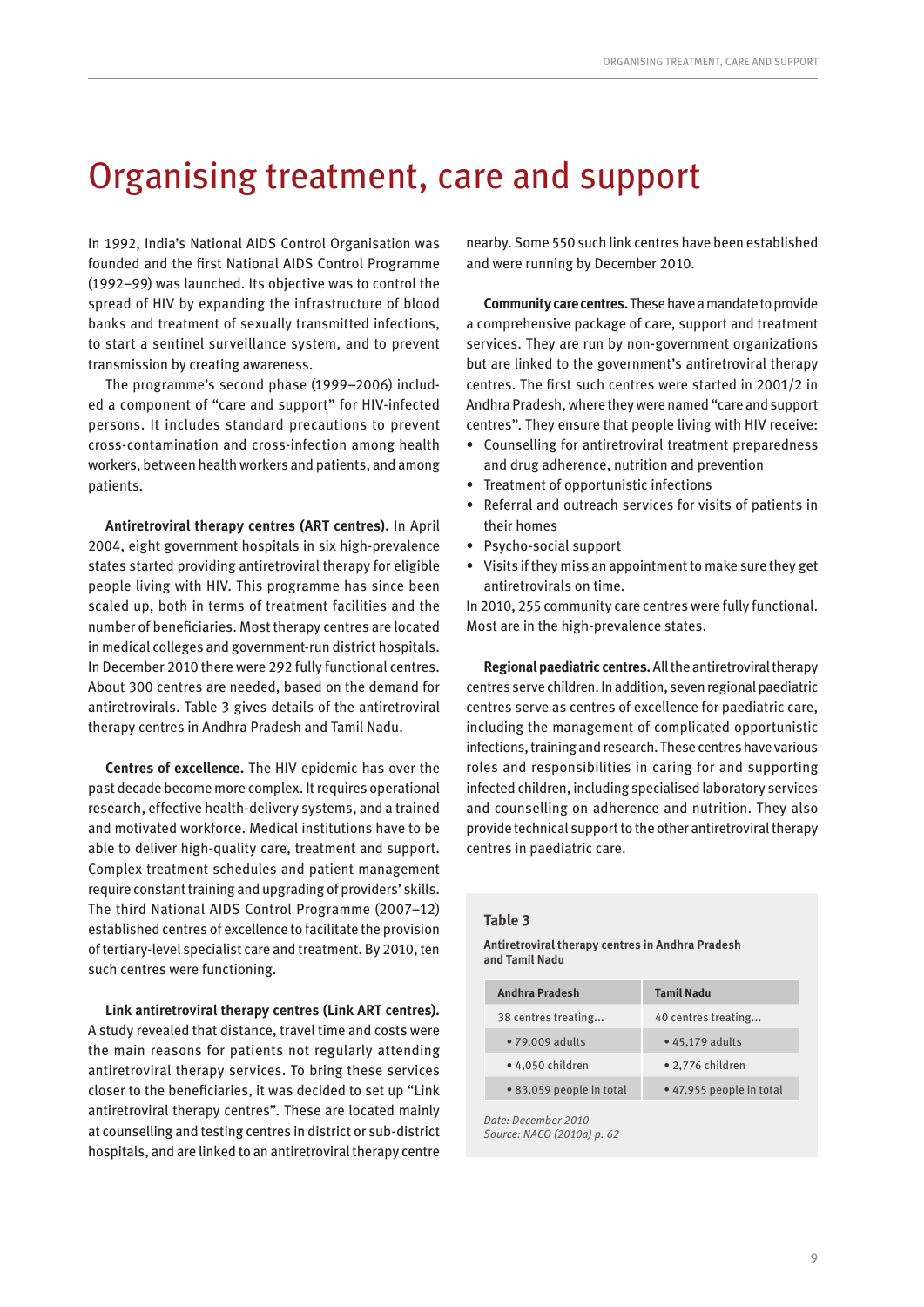# Organising treatment, care and support

In 1992, India's National AIDS Control Organisation was founded and the first National AIDS Control Programme (1992–99) was launched. Its objective was to control the spread of HIV by expanding the infrastructure of blood banks and treatment of sexually transmitted infections, to start a sentinel surveillance system, and to prevent transmission by creating awareness.

The programme's second phase (1999–2006) included a component of "care and support" for HIV-infected persons. It includes standard precautions to prevent cross-contamination and cross-infection among health workers, between health workers and patients, and among patients.

**Antiretroviral therapy centres (ART centres).** In April 2004, eight government hospitals in six high-prevalence states started providing antiretroviral therapy for eligible people living with HIV. This programme has since been scaled up, both in terms of treatment facilities and the number of beneficiaries. Most therapy centres are located in medical colleges and government-run district hospitals. In December 2010 there were 292 fully functional centres. About 300 centres are needed, based on the demand for antiretrovirals. Table 3 gives details of the antiretroviral therapy centres in Andhra Pradesh and Tamil Nadu.

**Centres of excellence.** The HIV epidemic has over the past decade become more complex. It requires operational research, effective health-delivery systems, and a trained and motivated workforce. Medical institutions have to be able to deliver high-quality care, treatment and support. Complex treatment schedules and patient management require constant training and upgrading of providers' skills. The third National AIDS Control Programme (2007–12) established centres of excellence to facilitate the provision of tertiary-level specialist care and treatment. By 2010, ten such centres were functioning.

**Link antiretroviral therapy centres (Link ART centres).** A study revealed that distance, travel time and costs were the main reasons for patients not regularly attending antiretroviral therapy services. To bring these services closer to the beneficiaries, it was decided to set up "Link antiretroviral therapy centres". These are located mainly at counselling and testing centres in district or sub-district hospitals, and are linked to an antiretroviral therapy centre nearby. Some 550 such link centres have been established and were running by December 2010.

**Community care centres.** These have a mandate to provide a comprehensive package of care, support and treatment services. They are run by non-government organizations but are linked to the government's antiretroviral therapy centres. The first such centres were started in 2001/2 in Andhra Pradesh, where they were named "care and support centres". They ensure that people living with HIV receive:

- Counselling for antiretroviral treatment preparedness and drug adherence, nutrition and prevention
- Treatment of opportunistic infections
- Referral and outreach services for visits of patients in their homes
- Psycho-social support
- Visits if they miss an appointment to make sure they get antiretrovirals on time.

In 2010, 255 community care centres were fully functional. Most are in the high-prevalence states.

**Regional paediatric centres.** All the antiretroviral therapy centres serve children. In addition, seven regional paediatric centres serve as centres of excellence for paediatric care, including the management of complicated opportunistic infections, training and research. These centres have various roles and responsibilities in caring for and supporting infected children, including specialised laboratory services and counselling on adherence and nutrition. They also provide technical support to the other antiretroviral therapy centres in paediatric care.

**Table 3**

**Antiretroviral therapy centres in Andhra Pradesh and Tamil Nadu**

| Andhra Pradesh | Tamil Nadu |
|---|---|
| 38 centres treating... | 40 centres treating... |
| • 79,009 adults | • 45,179 adults |
| • 4,050 children | • 2,776 children |
| • 83,059 people in total | • 47,955 people in total |

*Date: December 2010*
*Source: NACO (2010a) p. 62*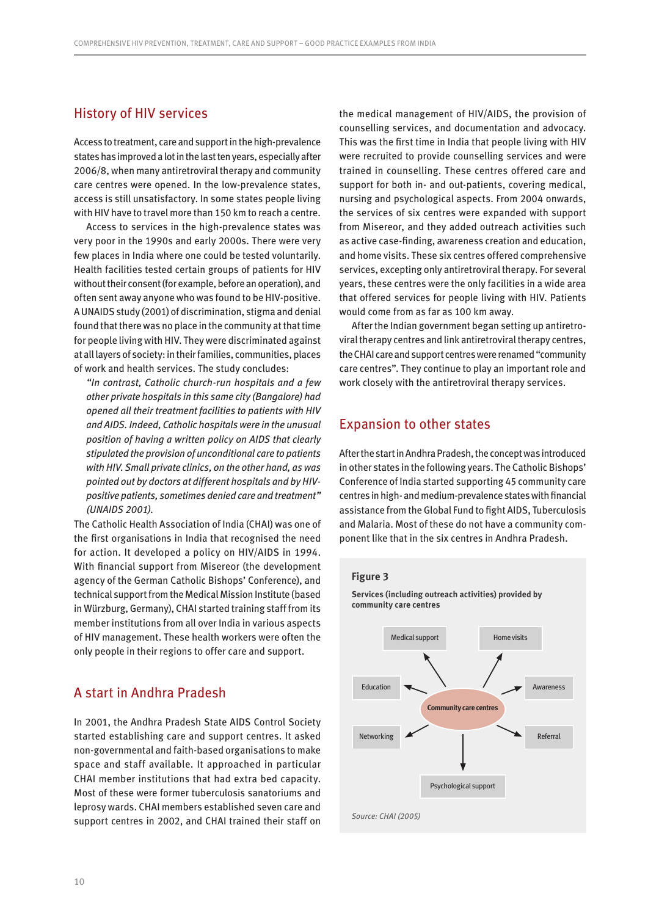## History of HIV services

Access to treatment, care and support in the high-prevalence states has improved a lot in the last ten years, especially after 2006/8, when many antiretroviral therapy and community care centres were opened. In the low-prevalence states, access is still unsatisfactory. In some states people living with HIV have to travel more than 150 km to reach a centre.

Access to services in the high-prevalence states was very poor in the 1990s and early 2000s. There were very few places in India where one could be tested voluntarily. Health facilities tested certain groups of patients for HIV without their consent (for example, before an operation), and often sent away anyone who was found to be HIV-positive. A UNAIDS study (2001) of discrimination, stigma and denial found that there was no place in the community at that time for people living with HIV. They were discriminated against at all layers of society: in their families, communities, places of work and health services. The study concludes:

> *"In contrast, Catholic church-run hospitals and a few other private hospitals in this same city (Bangalore) had opened all their treatment facilities to patients with HIV and AIDS. Indeed, Catholic hospitals were in the unusual position of having a written policy on AIDS that clearly stipulated the provision of unconditional care to patients with HIV. Small private clinics, on the other hand, as was pointed out by doctors at different hospitals and by HIV-positive patients, sometimes denied care and treatment" (UNAIDS 2001).*

The Catholic Health Association of India (CHAI) was one of the first organisations in India that recognised the need for action. It developed a policy on HIV/AIDS in 1994. With financial support from Misereor (the development agency of the German Catholic Bishops' Conference), and technical support from the Medical Mission Institute (based in Würzburg, Germany), CHAI started training staff from its member institutions from all over India in various aspects of HIV management. These health workers were often the only people in their regions to offer care and support.

## A start in Andhra Pradesh

In 2001, the Andhra Pradesh State AIDS Control Society started establishing care and support centres. It asked non-governmental and faith-based organisations to make space and staff available. It approached in particular CHAI member institutions that had extra bed capacity. Most of these were former tuberculosis sanatoriums and leprosy wards. CHAI members established seven care and support centres in 2002, and CHAI trained their staff on the medical management of HIV/AIDS, the provision of counselling services, and documentation and advocacy. This was the first time in India that people living with HIV were recruited to provide counselling services and were trained in counselling. These centres offered care and support for both in- and out-patients, covering medical, nursing and psychological aspects. From 2004 onwards, the services of six centres were expanded with support from Misereor, and they added outreach activities such as active case-finding, awareness creation and education, and home visits. These six centres offered comprehensive services, excepting only antiretroviral therapy. For several years, these centres were the only facilities in a wide area that offered services for people living with HIV. Patients would come from as far as 100 km away.

After the Indian government began setting up antiretroviral therapy centres and link antiretroviral therapy centres, the CHAI care and support centres were renamed "community care centres". They continue to play an important role and work closely with the antiretroviral therapy services.

## Expansion to other states

After the start in Andhra Pradesh, the concept was introduced in other states in the following years. The Catholic Bishops' Conference of India started supporting 45 community care centres in high- and medium-prevalence states with financial assistance from the Global Fund to fight AIDS, Tuberculosis and Malaria. Most of these do not have a community component like that in the six centres in Andhra Pradesh.

**Figure 3**

**Services (including outreach activities) provided by community care centres**

Community care centres → Medical support, Home visits, Education, Awareness, Networking, Referral, Psychological support

*Source: CHAI (2005)*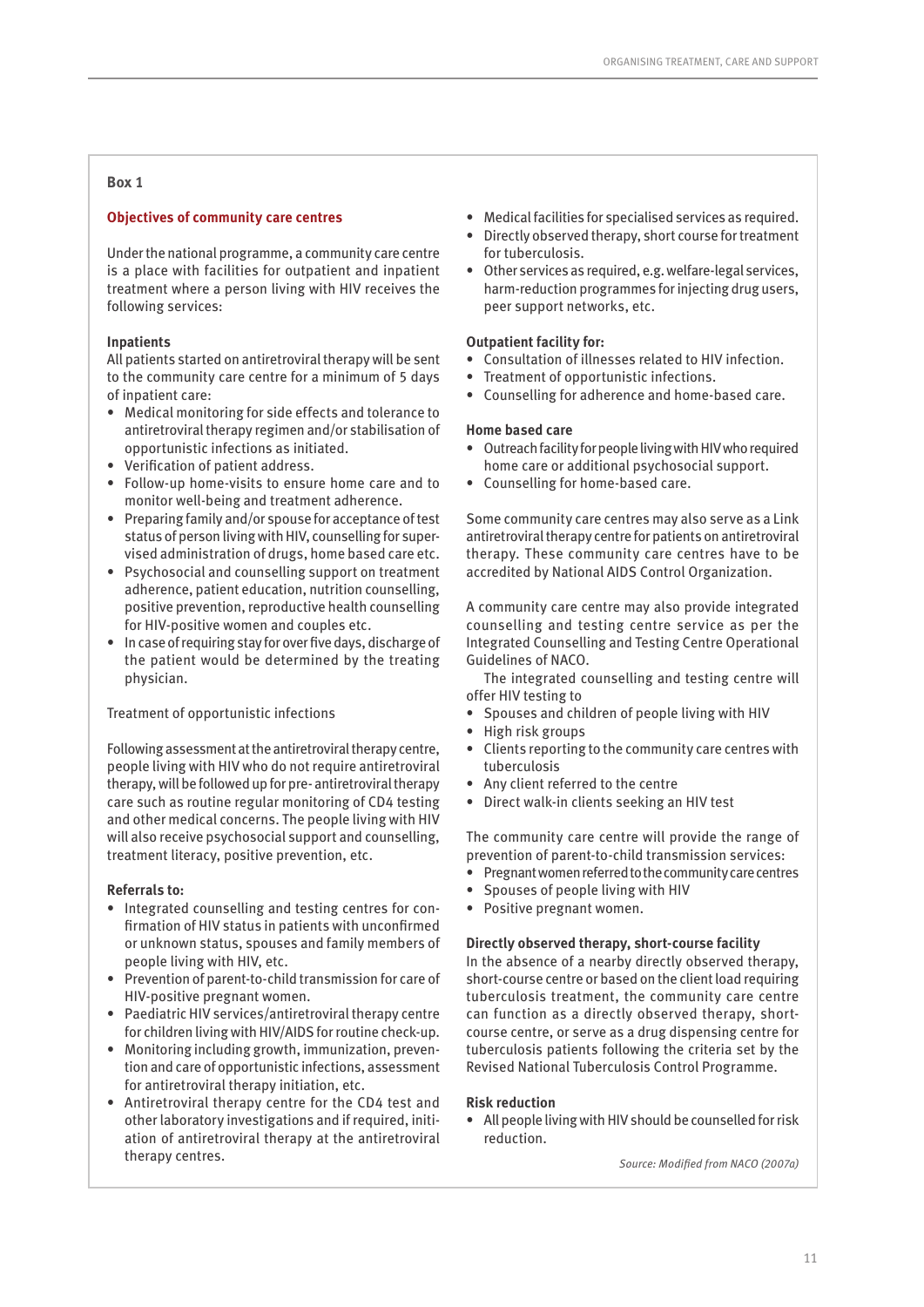**Box 1**

### Objectives of community care centres

Under the national programme, a community care centre is a place with facilities for outpatient and inpatient treatment where a person living with HIV receives the following services:

**Inpatients**

All patients started on antiretroviral therapy will be sent to the community care centre for a minimum of 5 days of inpatient care:

- Medical monitoring for side effects and tolerance to antiretroviral therapy regimen and/or stabilisation of opportunistic infections as initiated.
- Verification of patient address.
- Follow-up home-visits to ensure home care and to monitor well-being and treatment adherence.
- Preparing family and/or spouse for acceptance of test status of person living with HIV, counselling for supervised administration of drugs, home based care etc.
- Psychosocial and counselling support on treatment adherence, patient education, nutrition counselling, positive prevention, reproductive health counselling for HIV-positive women and couples etc.
- In case of requiring stay for over five days, discharge of the patient would be determined by the treating physician.

Treatment of opportunistic infections

Following assessment at the antiretroviral therapy centre, people living with HIV who do not require antiretroviral therapy, will be followed up for pre- antiretroviral therapy care such as routine regular monitoring of CD4 testing and other medical concerns. The people living with HIV will also receive psychosocial support and counselling, treatment literacy, positive prevention, etc.

**Referrals to:**

- Integrated counselling and testing centres for confirmation of HIV status in patients with unconfirmed or unknown status, spouses and family members of people living with HIV, etc.
- Prevention of parent-to-child transmission for care of HIV-positive pregnant women.
- Paediatric HIV services/antiretroviral therapy centre for children living with HIV/AIDS for routine check-up.
- Monitoring including growth, immunization, prevention and care of opportunistic infections, assessment for antiretroviral therapy initiation, etc.
- Antiretroviral therapy centre for the CD4 test and other laboratory investigations and if required, initiation of antiretroviral therapy at the antiretroviral therapy centres.
- Medical facilities for specialised services as required.
- Directly observed therapy, short course for treatment for tuberculosis.
- Other services as required, e.g. welfare-legal services, harm-reduction programmes for injecting drug users, peer support networks, etc.

**Outpatient facility for:**

- Consultation of illnesses related to HIV infection.
- Treatment of opportunistic infections.
- Counselling for adherence and home-based care.

**Home based care**

- Outreach facility for people living with HIV who required home care or additional psychosocial support.
- Counselling for home-based care.

Some community care centres may also serve as a Link antiretroviral therapy centre for patients on antiretroviral therapy. These community care centres have to be accredited by National AIDS Control Organization.

A community care centre may also provide integrated counselling and testing centre service as per the Integrated Counselling and Testing Centre Operational Guidelines of NACO.

The integrated counselling and testing centre will offer HIV testing to

- Spouses and children of people living with HIV
- High risk groups
- Clients reporting to the community care centres with tuberculosis
- Any client referred to the centre
- Direct walk-in clients seeking an HIV test

The community care centre will provide the range of prevention of parent-to-child transmission services:

- Pregnant women referred to the community care centres
- Spouses of people living with HIV
- Positive pregnant women.

**Directly observed therapy, short-course facility**

In the absence of a nearby directly observed therapy, short-course centre or based on the client load requiring tuberculosis treatment, the community care centre can function as a directly observed therapy, short-course centre, or serve as a drug dispensing centre for tuberculosis patients following the criteria set by the Revised National Tuberculosis Control Programme.

**Risk reduction**

- All people living with HIV should be counselled for risk reduction.

*Source: Modified from NACO (2007a)*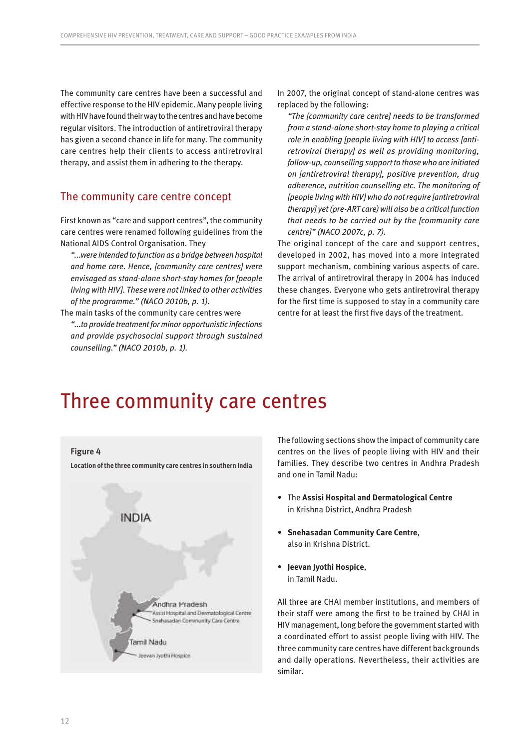The community care centres have been a successful and effective response to the HIV epidemic. Many people living with HIV have found their way to the centres and have become regular visitors. The introduction of antiretroviral therapy has given a second chance in life for many. The community care centres help their clients to access antiretroviral therapy, and assist them in adhering to the therapy.

## The community care centre concept

First known as "care and support centres", the community care centres were renamed following guidelines from the National AIDS Control Organisation. They

> *"...were intended to function as a bridge between hospital and home care. Hence, [community care centres] were envisaged as stand-alone short-stay homes for [people living with HIV]. These were not linked to other activities of the programme." (NACO 2010b, p. 1).*

The main tasks of the community care centres were

> *"...to provide treatment for minor opportunistic infections and provide psychosocial support through sustained counselling." (NACO 2010b, p. 1).*

In 2007, the original concept of stand-alone centres was replaced by the following:

> *"The [community care centre] needs to be transformed from a stand-alone short-stay home to playing a critical role in enabling [people living with HIV] to access [antiretroviral therapy] as well as providing monitoring, follow-up, counselling support to those who are initiated on [antiretroviral therapy], positive prevention, drug adherence, nutrition counselling etc. The monitoring of [people living with HIV] who do not require [antiretroviral therapy] yet (pre-ART care) will also be a critical function that needs to be carried out by the [community care centre]" (NACO 2007c, p. 7).*

The original concept of the care and support centres, developed in 2002, has moved into a more integrated support mechanism, combining various aspects of care. The arrival of antiretroviral therapy in 2004 has induced these changes. Everyone who gets antiretroviral therapy for the first time is supposed to stay in a community care centre for at least the first five days of the treatment.

# Three community care centres

**Figure 4**

**Location of the three community care centres in southern India**

INDIA

Andhra Pradesh
- Assisi Hospital and Dermatological Centre
- Snehasadan Community Care Centre

Tamil Nadu
- Jeevan Jyothi Hospice

The following sections show the impact of community care centres on the lives of people living with HIV and their families. They describe two centres in Andhra Pradesh and one in Tamil Nadu:

- The **Assisi Hospital and Dermatological Centre** in Krishna District, Andhra Pradesh
- **Snehasadan Community Care Centre**, also in Krishna District.
- **Jeevan Jyothi Hospice**, in Tamil Nadu.

All three are CHAI member institutions, and members of their staff were among the first to be trained by CHAI in HIV management, long before the government started with a coordinated effort to assist people living with HIV. The three community care centres have different backgrounds and daily operations. Nevertheless, their activities are similar.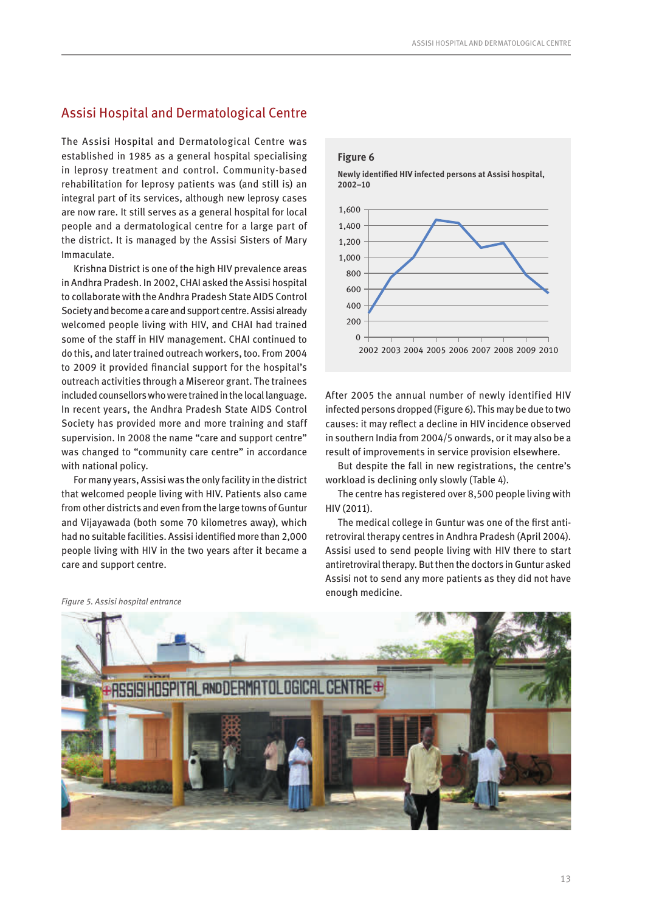## Assisi Hospital and Dermatological Centre

The Assisi Hospital and Dermatological Centre was established in 1985 as a general hospital specialising in leprosy treatment and control. Community-based rehabilitation for leprosy patients was (and still is) an integral part of its services, although new leprosy cases are now rare. It still serves as a general hospital for local people and a dermatological centre for a large part of the district. It is managed by the Assisi Sisters of Mary Immaculate.

Krishna District is one of the high HIV prevalence areas in Andhra Pradesh. In 2002, CHAI asked the Assisi hospital to collaborate with the Andhra Pradesh State AIDS Control Society and become a care and support centre. Assisi already welcomed people living with HIV, and CHAI had trained some of the staff in HIV management. CHAI continued to do this, and later trained outreach workers, too. From 2004 to 2009 it provided financial support for the hospital's outreach activities through a Misereor grant. The trainees included counsellors who were trained in the local language. In recent years, the Andhra Pradesh State AIDS Control Society has provided more and more training and staff supervision. In 2008 the name "care and support centre" was changed to "community care centre" in accordance with national policy.

For many years, Assisi was the only facility in the district that welcomed people living with HIV. Patients also came from other districts and even from the large towns of Guntur and Vijayawada (both some 70 kilometres away), which had no suitable facilities. Assisi identified more than 2,000 people living with HIV in the two years after it became a care and support centre.

*Figure 5. Assisi hospital entrance*

**Figure 6**

**Newly identified HIV infected persons at Assisi hospital, 2002–10**

After 2005 the annual number of newly identified HIV infected persons dropped (Figure 6). This may be due to two causes: it may reflect a decline in HIV incidence observed in southern India from 2004/5 onwards, or it may also be a result of improvements in service provision elsewhere.

But despite the fall in new registrations, the centre's workload is declining only slowly (Table 4).

The centre has registered over 8,500 people living with HIV (2011).

The medical college in Guntur was one of the first antiretroviral therapy centres in Andhra Pradesh (April 2004). Assisi used to send people living with HIV there to start antiretroviral therapy. But then the doctors in Guntur asked Assisi not to send any more patients as they did not have enough medicine.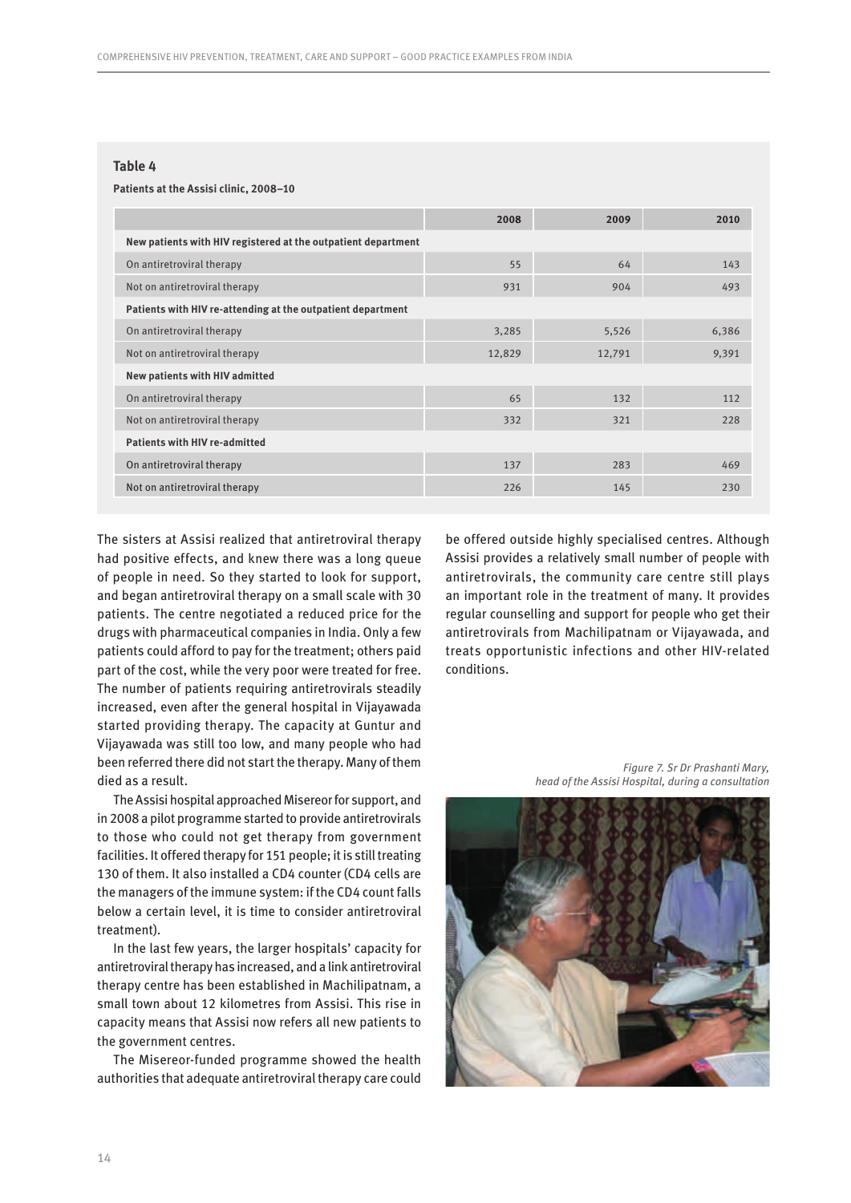**Table 4**

**Patients at the Assisi clinic, 2008–10**

| | 2008 | 2009 | 2010 |
|---|---|---|---|
| **New patients with HIV registered at the outpatient department** | | | |
| On antiretroviral therapy | 55 | 64 | 143 |
| Not on antiretroviral therapy | 931 | 904 | 493 |
| **Patients with HIV re-attending at the outpatient department** | | | |
| On antiretroviral therapy | 3,285 | 5,526 | 6,386 |
| Not on antiretroviral therapy | 12,829 | 12,791 | 9,391 |
| **New patients with HIV admitted** | | | |
| On antiretroviral therapy | 65 | 132 | 112 |
| Not on antiretroviral therapy | 332 | 321 | 228 |
| **Patients with HIV re-admitted** | | | |
| On antiretroviral therapy | 137 | 283 | 469 |
| Not on antiretroviral therapy | 226 | 145 | 230 |

The sisters at Assisi realized that antiretroviral therapy had positive effects, and knew there was a long queue of people in need. So they started to look for support, and began antiretroviral therapy on a small scale with 30 patients. The centre negotiated a reduced price for the drugs with pharmaceutical companies in India. Only a few patients could afford to pay for the treatment; others paid part of the cost, while the very poor were treated for free. The number of patients requiring antiretrovirals steadily increased, even after the general hospital in Vijayawada started providing therapy. The capacity at Guntur and Vijayawada was still too low, and many people who had been referred there did not start the therapy. Many of them died as a result.

The Assisi hospital approached Misereor for support, and in 2008 a pilot programme started to provide antiretrovirals to those who could not get therapy from government facilities. It offered therapy for 151 people; it is still treating 130 of them. It also installed a CD4 counter (CD4 cells are the managers of the immune system: if the CD4 count falls below a certain level, it is time to consider antiretroviral treatment).

In the last few years, the larger hospitals' capacity for antiretroviral therapy has increased, and a link antiretroviral therapy centre has been established in Machilipatnam, a small town about 12 kilometres from Assisi. This rise in capacity means that Assisi now refers all new patients to the government centres.

The Misereor-funded programme showed the health authorities that adequate antiretroviral therapy care could be offered outside highly specialised centres. Although Assisi provides a relatively small number of people with antiretrovirals, the community care centre still plays an important role in the treatment of many. It provides regular counselling and support for people who get their antiretrovirals from Machilipatnam or Vijayawada, and treats opportunistic infections and other HIV-related conditions.

*Figure 7. Sr Dr Prashanti Mary, head of the Assisi Hospital, during a consultation*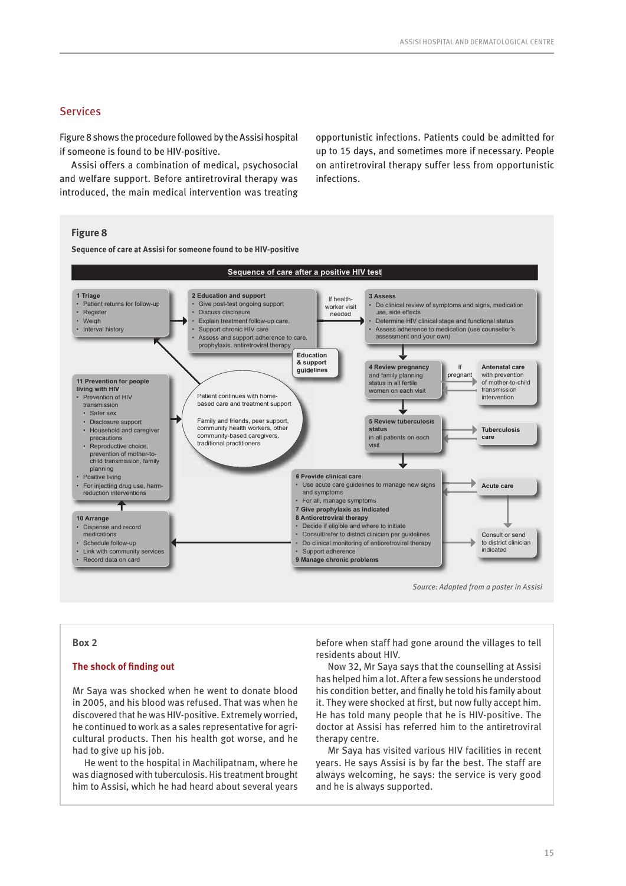## Services

Figure 8 shows the procedure followed by the Assisi hospital if someone is found to be HIV-positive.

Assisi offers a combination of medical, psychosocial and welfare support. Before antiretroviral therapy was introduced, the main medical intervention was treating opportunistic infections. Patients could be admitted for up to 15 days, and sometimes more if necessary. People on antiretroviral therapy suffer less from opportunistic infections.

### Figure 8

**Sequence of care at Assisi for someone found to be HIV-positive**

**Sequence of care after a positive HIV test**

**1 Triage**
- Patient returns for follow-up
- Register
- Weigh
- Interval history

**2 Education and support**
- Give post-test ongoing support
- Discuss disclosure
- Explain treatment follow-up care.
- Support chronic HIV care
- Assess and support adherence to care, prophylaxis, antiretroviral therapy

If health-worker visit needed

**Education & support guidelines**

**3 Assess**
- Do clinical review of symptoms and signs, medication use, side effects
- Determine HIV clinical stage and functional status
- Assess adherence to medication (use counsellor's assessment and your own)

**4 Review pregnancy** and family planning status in all fertile women on each visit

If pregnant → **Antenatal care** with prevention of mother-to-child transmission intervention

**5 Review tuberculosis status** in all patients on each visit → **Tuberculosis care**

**6 Provide clinical care**
- Use acute care guidelines to manage new signs and symptoms
- For all, manage symptoms

**7 Give prophylaxis as indicated**

**8 Antiretroviral therapy**
- Decide if eligible and where to initiate
- Consult/refer to district clinician per guidelines
- Do clinical monitoring of antiretroviral therapy
- Support adherence

**9 Manage chronic problems**

**Acute care** → Consult or send to district clinician indicated

**10 Arrange**
- Dispense and record medications
- Schedule follow-up
- Link with community services
- Record data on card

**11 Prevention for people living with HIV**
- Prevention of HIV transmission
  - Safer sex
  - Disclosure support
  - Household and caregiver precautions
  - Reproductive choice, prevention of mother-to-child transmission, family planning
- Positive living
- For injecting drug use, harm-reduction interventions

Patient continues with home-based care and treatment support

Family and friends, peer support, community health workers, other community-based caregivers, traditional practitioners

*Source: Adapted from a poster in Assisi*

### Box 2

**The shock of finding out**

Mr Saya was shocked when he went to donate blood in 2005, and his blood was refused. That was when he discovered that he was HIV-positive. Extremely worried, he continued to work as a sales representative for agricultural products. Then his health got worse, and he had to give up his job.

He went to the hospital in Machilipatnam, where he was diagnosed with tuberculosis. His treatment brought him to Assisi, which he had heard about several years before when staff had gone around the villages to tell residents about HIV.

Now 32, Mr Saya says that the counselling at Assisi has helped him a lot. After a few sessions he understood his condition better, and finally he told his family about it. They were shocked at first, but now fully accept him. He has told many people that he is HIV-positive. The doctor at Assisi has referred him to the antiretroviral therapy centre.

Mr Saya has visited various HIV facilities in recent years. He says Assisi is by far the best. The staff are always welcoming, he says: the service is very good and he is always supported.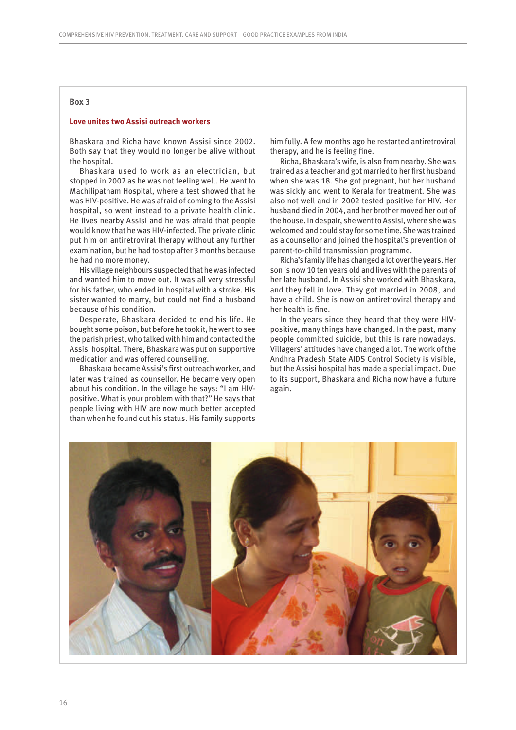**Box 3**

### Love unites two Assisi outreach workers

Bhaskara and Richa have known Assisi since 2002. Both say that they would no longer be alive without the hospital.

Bhaskara used to work as an electrician, but stopped in 2002 as he was not feeling well. He went to Machilipatnam Hospital, where a test showed that he was HIV-positive. He was afraid of coming to the Assisi hospital, so went instead to a private health clinic. He lives nearby Assisi and he was afraid that people would know that he was HIV-infected. The private clinic put him on antiretroviral therapy without any further examination, but he had to stop after 3 months because he had no more money.

His village neighbours suspected that he was infected and wanted him to move out. It was all very stressful for his father, who ended in hospital with a stroke. His sister wanted to marry, but could not find a husband because of his condition.

Desperate, Bhaskara decided to end his life. He bought some poison, but before he took it, he went to see the parish priest, who talked with him and contacted the Assisi hospital. There, Bhaskara was put on supportive medication and was offered counselling.

Bhaskara became Assisi's first outreach worker, and later was trained as counsellor. He became very open about his condition. In the village he says: "I am HIV-positive. What is your problem with that?" He says that people living with HIV are now much better accepted than when he found out his status. His family supports him fully. A few months ago he restarted antiretroviral therapy, and he is feeling fine.

Richa, Bhaskara's wife, is also from nearby. She was trained as a teacher and got married to her first husband when she was 18. She got pregnant, but her husband was sickly and went to Kerala for treatment. She was also not well and in 2002 tested positive for HIV. Her husband died in 2004, and her brother moved her out of the house. In despair, she went to Assisi, where she was welcomed and could stay for some time. She was trained as a counsellor and joined the hospital's prevention of parent-to-child transmission programme.

Richa's family life has changed a lot over the years. Her son is now 10 ten years old and lives with the parents of her late husband. In Assisi she worked with Bhaskara, and they fell in love. They got married in 2008, and have a child. She is now on antiretroviral therapy and her health is fine.

In the years since they heard that they were HIV-positive, many things have changed. In the past, many people committed suicide, but this is rare nowadays. Villagers' attitudes have changed a lot. The work of the Andhra Pradesh State AIDS Control Society is visible, but the Assisi hospital has made a special impact. Due to its support, Bhaskara and Richa now have a future again.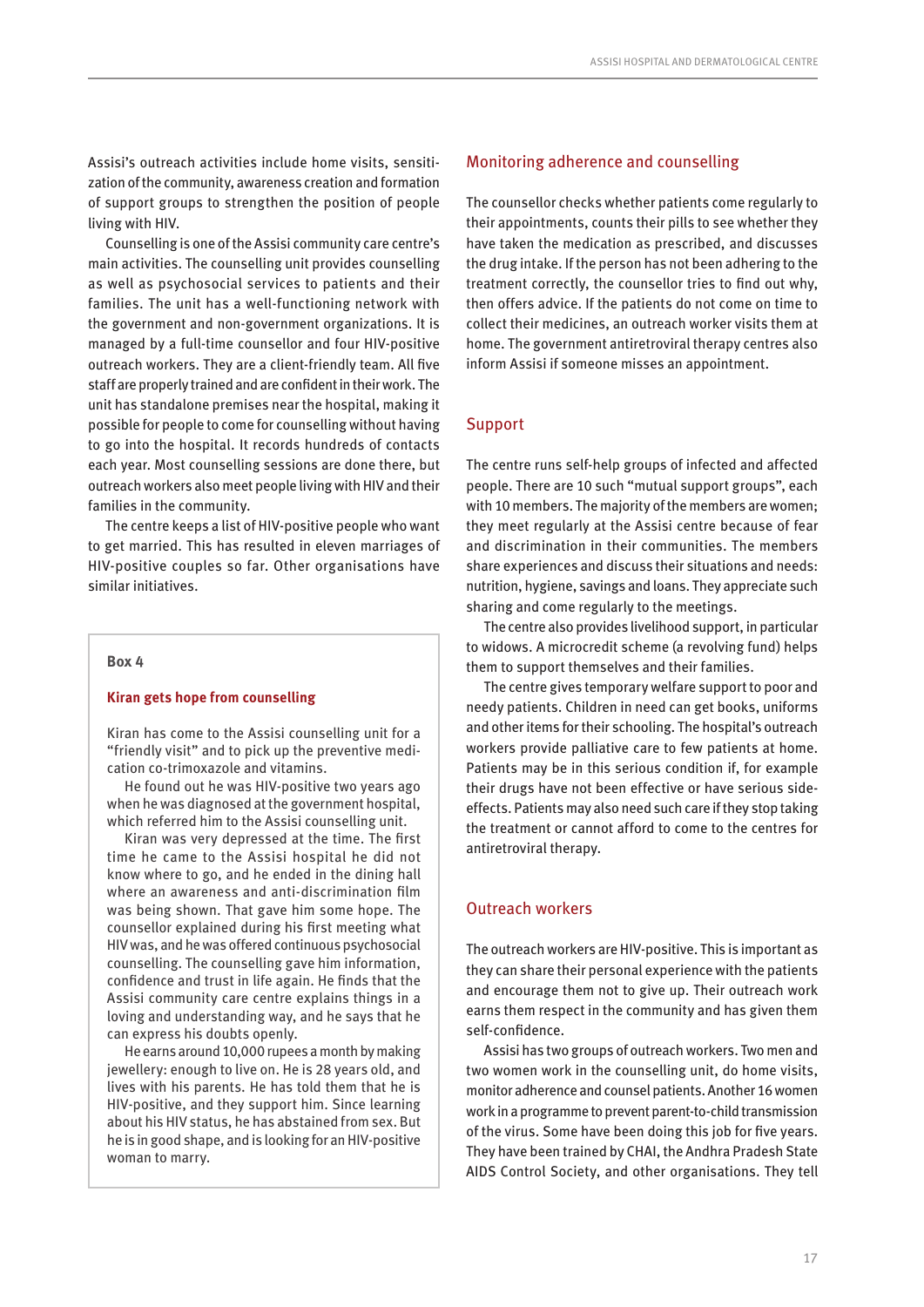Assisi's outreach activities include home visits, sensitization of the community, awareness creation and formation of support groups to strengthen the position of people living with HIV.

Counselling is one of the Assisi community care centre's main activities. The counselling unit provides counselling as well as psychosocial services to patients and their families. The unit has a well-functioning network with the government and non-government organizations. It is managed by a full-time counsellor and four HIV-positive outreach workers. They are a client-friendly team. All five staff are properly trained and are confident in their work. The unit has standalone premises near the hospital, making it possible for people to come for counselling without having to go into the hospital. It records hundreds of contacts each year. Most counselling sessions are done there, but outreach workers also meet people living with HIV and their families in the community.

The centre keeps a list of HIV-positive people who want to get married. This has resulted in eleven marriages of HIV-positive couples so far. Other organisations have similar initiatives.

> **Box 4**
>
> **Kiran gets hope from counselling**
>
> Kiran has come to the Assisi counselling unit for a "friendly visit" and to pick up the preventive medication co-trimoxazole and vitamins.
>
> He found out he was HIV-positive two years ago when he was diagnosed at the government hospital, which referred him to the Assisi counselling unit.
>
> Kiran was very depressed at the time. The first time he came to the Assisi hospital he did not know where to go, and he ended in the dining hall where an awareness and anti-discrimination film was being shown. That gave him some hope. The counsellor explained during his first meeting what HIV was, and he was offered continuous psychosocial counselling. The counselling gave him information, confidence and trust in life again. He finds that the Assisi community care centre explains things in a loving and understanding way, and he says that he can express his doubts openly.
>
> He earns around 10,000 rupees a month by making jewellery: enough to live on. He is 28 years old, and lives with his parents. He has told them that he is HIV-positive, and they support him. Since learning about his HIV status, he has abstained from sex. But he is in good shape, and is looking for an HIV-positive woman to marry.

## Monitoring adherence and counselling

The counsellor checks whether patients come regularly to their appointments, counts their pills to see whether they have taken the medication as prescribed, and discusses the drug intake. If the person has not been adhering to the treatment correctly, the counsellor tries to find out why, then offers advice. If the patients do not come on time to collect their medicines, an outreach worker visits them at home. The government antiretroviral therapy centres also inform Assisi if someone misses an appointment.

## Support

The centre runs self-help groups of infected and affected people. There are 10 such "mutual support groups", each with 10 members. The majority of the members are women; they meet regularly at the Assisi centre because of fear and discrimination in their communities. The members share experiences and discuss their situations and needs: nutrition, hygiene, savings and loans. They appreciate such sharing and come regularly to the meetings.

The centre also provides livelihood support, in particular to widows. A microcredit scheme (a revolving fund) helps them to support themselves and their families.

The centre gives temporary welfare support to poor and needy patients. Children in need can get books, uniforms and other items for their schooling. The hospital's outreach workers provide palliative care to few patients at home. Patients may be in this serious condition if, for example their drugs have not been effective or have serious side-effects. Patients may also need such care if they stop taking the treatment or cannot afford to come to the centres for antiretroviral therapy.

## Outreach workers

The outreach workers are HIV-positive. This is important as they can share their personal experience with the patients and encourage them not to give up. Their outreach work earns them respect in the community and has given them self-confidence.

Assisi has two groups of outreach workers. Two men and two women work in the counselling unit, do home visits, monitor adherence and counsel patients. Another 16 women work in a programme to prevent parent-to-child transmission of the virus. Some have been doing this job for five years. They have been trained by CHAI, the Andhra Pradesh State AIDS Control Society, and other organisations. They tell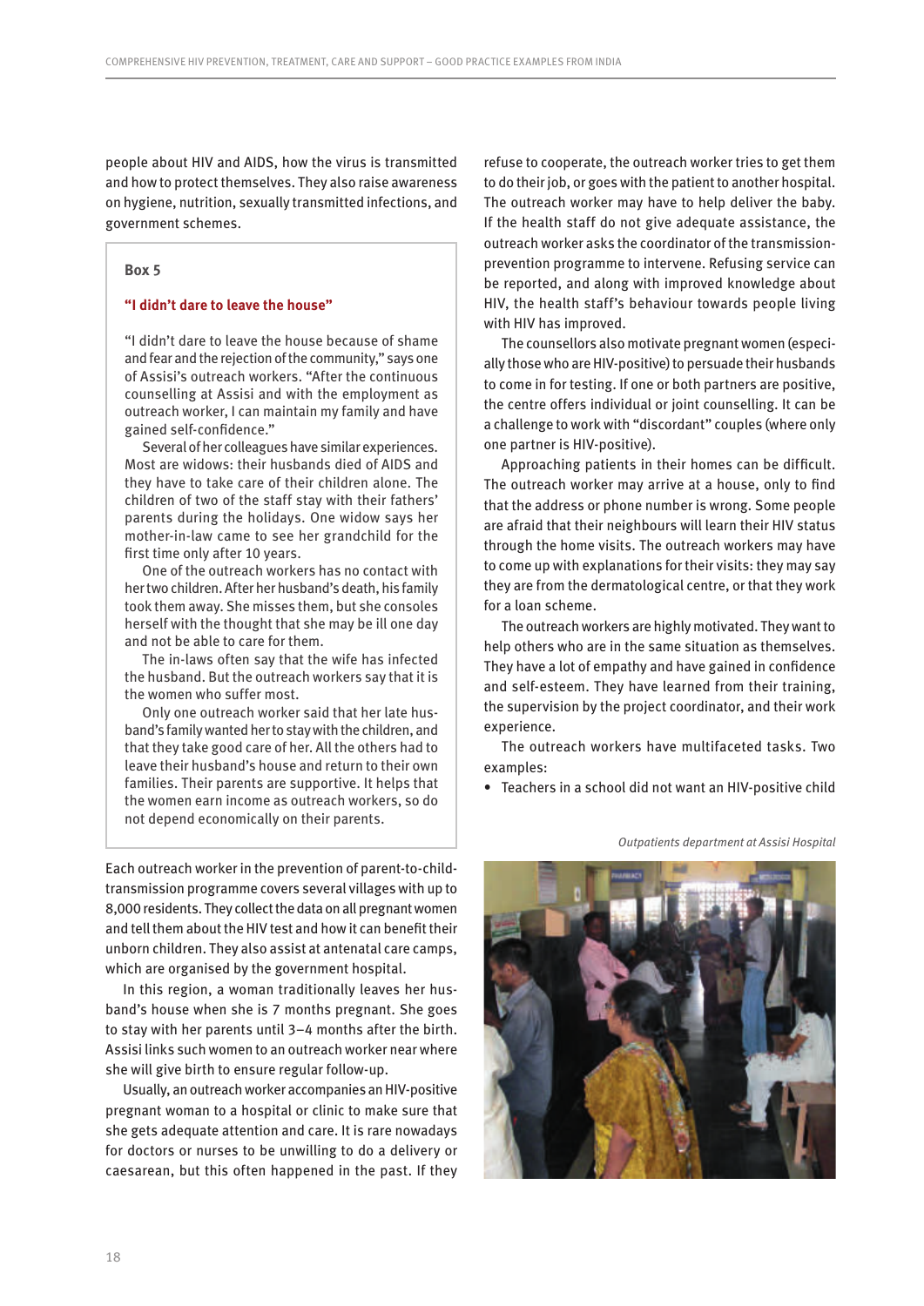people about HIV and AIDS, how the virus is transmitted and how to protect themselves. They also raise awareness on hygiene, nutrition, sexually transmitted infections, and government schemes.

> **Box 5**
>
> **"I didn't dare to leave the house"**
>
> "I didn't dare to leave the house because of shame and fear and the rejection of the community," says one of Assisi's outreach workers. "After the continuous counselling at Assisi and with the employment as outreach worker, I can maintain my family and have gained self-confidence."
>
> Several of her colleagues have similar experiences. Most are widows: their husbands died of AIDS and they have to take care of their children alone. The children of two of the staff stay with their fathers' parents during the holidays. One widow says her mother-in-law came to see her grandchild for the first time only after 10 years.
>
> One of the outreach workers has no contact with her two children. After her husband's death, his family took them away. She misses them, but she consoles herself with the thought that she may be ill one day and not be able to care for them.
>
> The in-laws often say that the wife has infected the husband. But the outreach workers say that it is the women who suffer most.
>
> Only one outreach worker said that her late husband's family wanted her to stay with the children, and that they take good care of her. All the others had to leave their husband's house and return to their own families. Their parents are supportive. It helps that the women earn income as outreach workers, so do not depend economically on their parents.

Each outreach worker in the prevention of parent-to-child-transmission programme covers several villages with up to 8,000 residents. They collect the data on all pregnant women and tell them about the HIV test and how it can benefit their unborn children. They also assist at antenatal care camps, which are organised by the government hospital.

In this region, a woman traditionally leaves her husband's house when she is 7 months pregnant. She goes to stay with her parents until 3–4 months after the birth. Assisi links such women to an outreach worker near where she will give birth to ensure regular follow-up.

Usually, an outreach worker accompanies an HIV-positive pregnant woman to a hospital or clinic to make sure that she gets adequate attention and care. It is rare nowadays for doctors or nurses to be unwilling to do a delivery or caesarean, but this often happened in the past. If they refuse to cooperate, the outreach worker tries to get them to do their job, or goes with the patient to another hospital. The outreach worker may have to help deliver the baby. If the health staff do not give adequate assistance, the outreach worker asks the coordinator of the transmission-prevention programme to intervene. Refusing service can be reported, and along with improved knowledge about HIV, the health staff's behaviour towards people living with HIV has improved.

The counsellors also motivate pregnant women (especially those who are HIV-positive) to persuade their husbands to come in for testing. If one or both partners are positive, the centre offers individual or joint counselling. It can be a challenge to work with "discordant" couples (where only one partner is HIV-positive).

Approaching patients in their homes can be difficult. The outreach worker may arrive at a house, only to find that the address or phone number is wrong. Some people are afraid that their neighbours will learn their HIV status through the home visits. The outreach workers may have to come up with explanations for their visits: they may say they are from the dermatological centre, or that they work for a loan scheme.

The outreach workers are highly motivated. They want to help others who are in the same situation as themselves. They have a lot of empathy and have gained in confidence and self-esteem. They have learned from their training, the supervision by the project coordinator, and their work experience.

The outreach workers have multifaceted tasks. Two examples:

- Teachers in a school did not want an HIV-positive child

*Outpatients department at Assisi Hospital*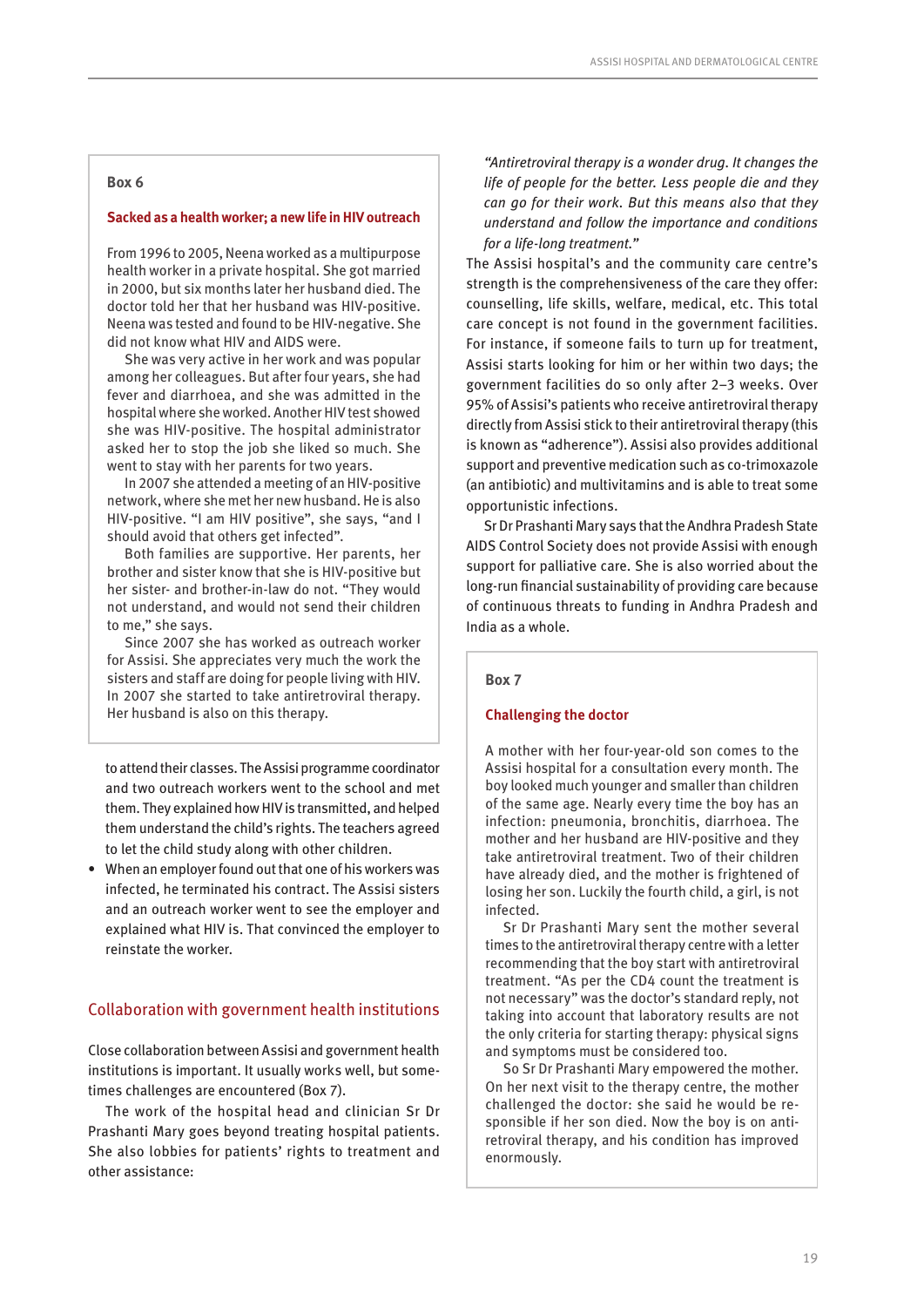**Box 6**

**Sacked as a health worker; a new life in HIV outreach**

From 1996 to 2005, Neena worked as a multipurpose health worker in a private hospital. She got married in 2000, but six months later her husband died. The doctor told her that her husband was HIV-positive. Neena was tested and found to be HIV-negative. She did not know what HIV and AIDS were.

She was very active in her work and was popular among her colleagues. But after four years, she had fever and diarrhoea, and she was admitted in the hospital where she worked. Another HIV test showed she was HIV-positive. The hospital administrator asked her to stop the job she liked so much. She went to stay with her parents for two years.

In 2007 she attended a meeting of an HIV-positive network, where she met her new husband. He is also HIV-positive. "I am HIV positive", she says, "and I should avoid that others get infected".

Both families are supportive. Her parents, her brother and sister know that she is HIV-positive but her sister- and brother-in-law do not. "They would not understand, and would not send their children to me," she says.

Since 2007 she has worked as outreach worker for Assisi. She appreciates very much the work the sisters and staff are doing for people living with HIV. In 2007 she started to take antiretroviral therapy. Her husband is also on this therapy.

to attend their classes. The Assisi programme coordinator and two outreach workers went to the school and met them. They explained how HIV is transmitted, and helped them understand the child's rights. The teachers agreed to let the child study along with other children.

- When an employer found out that one of his workers was infected, he terminated his contract. The Assisi sisters and an outreach worker went to see the employer and explained what HIV is. That convinced the employer to reinstate the worker.

## Collaboration with government health institutions

Close collaboration between Assisi and government health institutions is important. It usually works well, but sometimes challenges are encountered (Box 7).

The work of the hospital head and clinician Sr Dr Prashanti Mary goes beyond treating hospital patients. She also lobbies for patients' rights to treatment and other assistance:

> *"Antiretroviral therapy is a wonder drug. It changes the life of people for the better. Less people die and they can go for their work. But this means also that they understand and follow the importance and conditions for a life-long treatment."*

The Assisi hospital's and the community care centre's strength is the comprehensiveness of the care they offer: counselling, life skills, welfare, medical, etc. This total care concept is not found in the government facilities. For instance, if someone fails to turn up for treatment, Assisi starts looking for him or her within two days; the government facilities do so only after 2–3 weeks. Over 95% of Assisi's patients who receive antiretroviral therapy directly from Assisi stick to their antiretroviral therapy (this is known as "adherence"). Assisi also provides additional support and preventive medication such as co-trimoxazole (an antibiotic) and multivitamins and is able to treat some opportunistic infections.

Sr Dr Prashanti Mary says that the Andhra Pradesh State AIDS Control Society does not provide Assisi with enough support for palliative care. She is also worried about the long-run financial sustainability of providing care because of continuous threats to funding in Andhra Pradesh and India as a whole.

**Box 7**

**Challenging the doctor**

A mother with her four-year-old son comes to the Assisi hospital for a consultation every month. The boy looked much younger and smaller than children of the same age. Nearly every time the boy has an infection: pneumonia, bronchitis, diarrhoea. The mother and her husband are HIV-positive and they take antiretroviral treatment. Two of their children have already died, and the mother is frightened of losing her son. Luckily the fourth child, a girl, is not infected.

Sr Dr Prashanti Mary sent the mother several times to the antiretroviral therapy centre with a letter recommending that the boy start with antiretroviral treatment. "As per the CD4 count the treatment is not necessary" was the doctor's standard reply, not taking into account that laboratory results are not the only criteria for starting therapy: physical signs and symptoms must be considered too.

So Sr Dr Prashanti Mary empowered the mother. On her next visit to the therapy centre, the mother challenged the doctor: she said he would be responsible if her son died. Now the boy is on antiretroviral therapy, and his condition has improved enormously.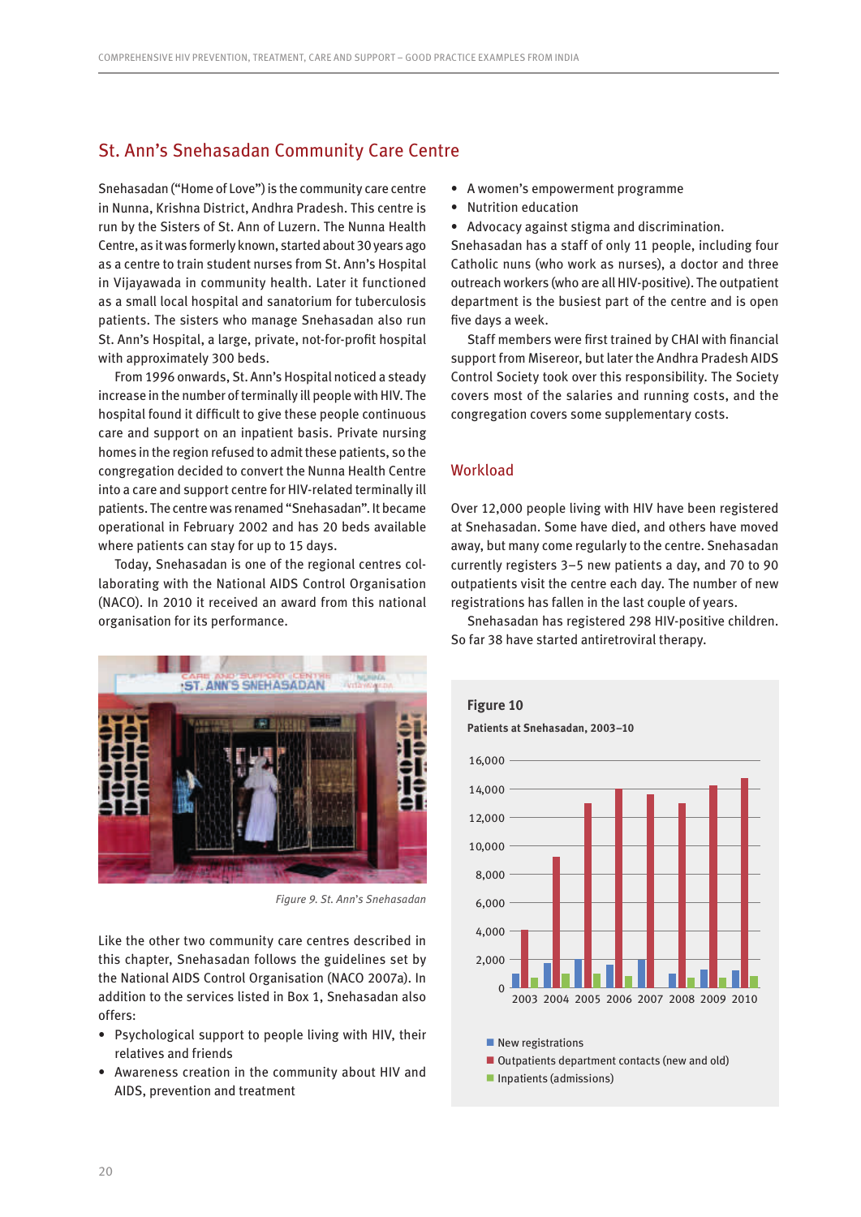## St. Ann's Snehasadan Community Care Centre

Snehasadan ("Home of Love") is the community care centre in Nunna, Krishna District, Andhra Pradesh. This centre is run by the Sisters of St. Ann of Luzern. The Nunna Health Centre, as it was formerly known, started about 30 years ago as a centre to train student nurses from St. Ann's Hospital in Vijayawada in community health. Later it functioned as a small local hospital and sanatorium for tuberculosis patients. The sisters who manage Snehasadan also run St. Ann's Hospital, a large, private, not-for-profit hospital with approximately 300 beds.

From 1996 onwards, St. Ann's Hospital noticed a steady increase in the number of terminally ill people with HIV. The hospital found it difficult to give these people continuous care and support on an inpatient basis. Private nursing homes in the region refused to admit these patients, so the congregation decided to convert the Nunna Health Centre into a care and support centre for HIV-related terminally ill patients. The centre was renamed "Snehasadan". It became operational in February 2002 and has 20 beds available where patients can stay for up to 15 days.

Today, Snehasadan is one of the regional centres collaborating with the National AIDS Control Organisation (NACO). In 2010 it received an award from this national organisation for its performance.

*Figure 9. St. Ann's Snehasadan*

Like the other two community care centres described in this chapter, Snehasadan follows the guidelines set by the National AIDS Control Organisation (NACO 2007a). In addition to the services listed in Box 1, Snehasadan also offers:

- Psychological support to people living with HIV, their relatives and friends
- Awareness creation in the community about HIV and AIDS, prevention and treatment
- A women's empowerment programme
- Nutrition education
- Advocacy against stigma and discrimination.

Snehasadan has a staff of only 11 people, including four Catholic nuns (who work as nurses), a doctor and three outreach workers (who are all HIV-positive). The outpatient department is the busiest part of the centre and is open five days a week.

Staff members were first trained by CHAI with financial support from Misereor, but later the Andhra Pradesh AIDS Control Society took over this responsibility. The Society covers most of the salaries and running costs, and the congregation covers some supplementary costs.

### Workload

Over 12,000 people living with HIV have been registered at Snehasadan. Some have died, and others have moved away, but many come regularly to the centre. Snehasadan currently registers 3–5 new patients a day, and 70 to 90 outpatients visit the centre each day. The number of new registrations has fallen in the last couple of years.

Snehasadan has registered 298 HIV-positive children. So far 38 have started antiretroviral therapy.

**Figure 10**

**Patients at Snehasadan, 2003–10**

- New registrations
- Outpatients department contacts (new and old)
- Inpatients (admissions)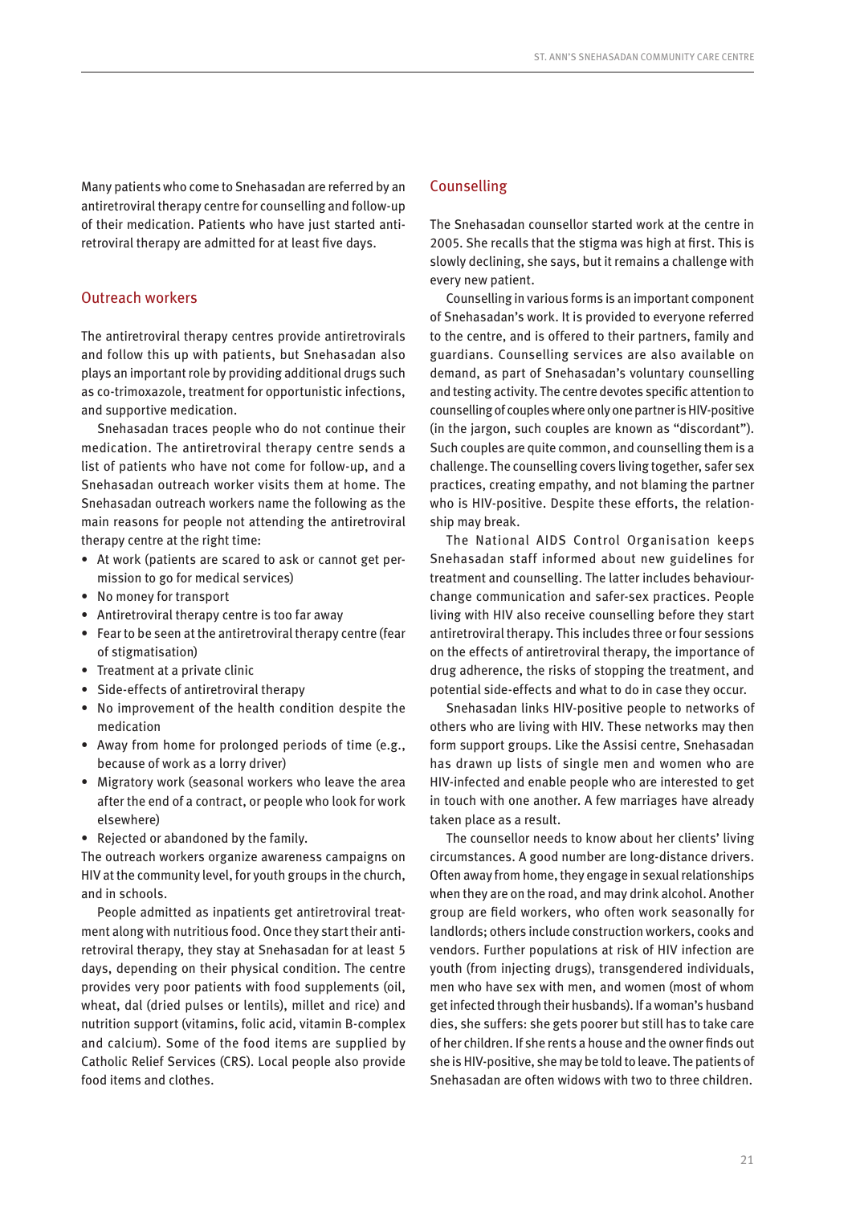Many patients who come to Snehasadan are referred by an antiretroviral therapy centre for counselling and follow-up of their medication. Patients who have just started antiretroviral therapy are admitted for at least five days.

## Outreach workers

The antiretroviral therapy centres provide antiretrovirals and follow this up with patients, but Snehasadan also plays an important role by providing additional drugs such as co-trimoxazole, treatment for opportunistic infections, and supportive medication.

Snehasadan traces people who do not continue their medication. The antiretroviral therapy centre sends a list of patients who have not come for follow-up, and a Snehasadan outreach worker visits them at home. The Snehasadan outreach workers name the following as the main reasons for people not attending the antiretroviral therapy centre at the right time:

- At work (patients are scared to ask or cannot get permission to go for medical services)
- No money for transport
- Antiretroviral therapy centre is too far away
- Fear to be seen at the antiretroviral therapy centre (fear of stigmatisation)
- Treatment at a private clinic
- Side-effects of antiretroviral therapy
- No improvement of the health condition despite the medication
- Away from home for prolonged periods of time (e.g., because of work as a lorry driver)
- Migratory work (seasonal workers who leave the area after the end of a contract, or people who look for work elsewhere)
- Rejected or abandoned by the family.

The outreach workers organize awareness campaigns on HIV at the community level, for youth groups in the church, and in schools.

People admitted as inpatients get antiretroviral treatment along with nutritious food. Once they start their antiretroviral therapy, they stay at Snehasadan for at least 5 days, depending on their physical condition. The centre provides very poor patients with food supplements (oil, wheat, dal (dried pulses or lentils), millet and rice) and nutrition support (vitamins, folic acid, vitamin B-complex and calcium). Some of the food items are supplied by Catholic Relief Services (CRS). Local people also provide food items and clothes.

## Counselling

The Snehasadan counsellor started work at the centre in 2005. She recalls that the stigma was high at first. This is slowly declining, she says, but it remains a challenge with every new patient.

Counselling in various forms is an important component of Snehasadan's work. It is provided to everyone referred to the centre, and is offered to their partners, family and guardians. Counselling services are also available on demand, as part of Snehasadan's voluntary counselling and testing activity. The centre devotes specific attention to counselling of couples where only one partner is HIV-positive (in the jargon, such couples are known as "discordant"). Such couples are quite common, and counselling them is a challenge. The counselling covers living together, safer sex practices, creating empathy, and not blaming the partner who is HIV-positive. Despite these efforts, the relationship may break.

The National AIDS Control Organisation keeps Snehasadan staff informed about new guidelines for treatment and counselling. The latter includes behaviour-change communication and safer-sex practices. People living with HIV also receive counselling before they start antiretroviral therapy. This includes three or four sessions on the effects of antiretroviral therapy, the importance of drug adherence, the risks of stopping the treatment, and potential side-effects and what to do in case they occur.

Snehasadan links HIV-positive people to networks of others who are living with HIV. These networks may then form support groups. Like the Assisi centre, Snehasadan has drawn up lists of single men and women who are HIV-infected and enable people who are interested to get in touch with one another. A few marriages have already taken place as a result.

The counsellor needs to know about her clients' living circumstances. A good number are long-distance drivers. Often away from home, they engage in sexual relationships when they are on the road, and may drink alcohol. Another group are field workers, who often work seasonally for landlords; others include construction workers, cooks and vendors. Further populations at risk of HIV infection are youth (from injecting drugs), transgendered individuals, men who have sex with men, and women (most of whom get infected through their husbands). If a woman's husband dies, she suffers: she gets poorer but still has to take care of her children. If she rents a house and the owner finds out she is HIV-positive, she may be told to leave. The patients of Snehasadan are often widows with two to three children.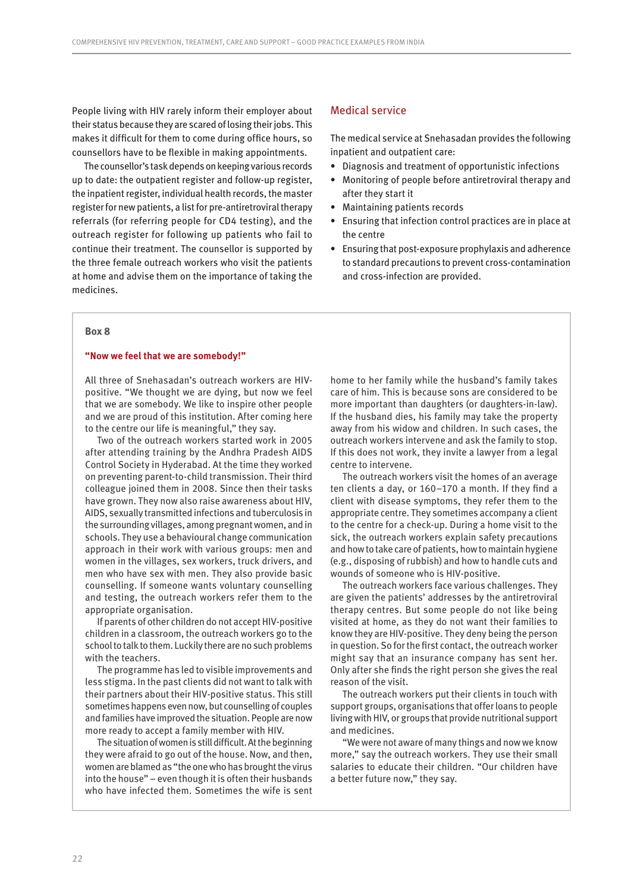People living with HIV rarely inform their employer about their status because they are scared of losing their jobs. This makes it difficult for them to come during office hours, so counsellors have to be flexible in making appointments.

The counsellor's task depends on keeping various records up to date: the outpatient register and follow-up register, the inpatient register, individual health records, the master register for new patients, a list for pre-antiretroviral therapy referrals (for referring people for CD4 testing), and the outreach register for following up patients who fail to continue their treatment. The counsellor is supported by the three female outreach workers who visit the patients at home and advise them on the importance of taking the medicines.

## Medical service

The medical service at Snehasadan provides the following inpatient and outpatient care:

- Diagnosis and treatment of opportunistic infections
- Monitoring of people before antiretroviral therapy and after they start it
- Maintaining patients records
- Ensuring that infection control practices are in place at the centre
- Ensuring that post-exposure prophylaxis and adherence to standard precautions to prevent cross-contamination and cross-infection are provided.

**Box 8**

**"Now we feel that we are somebody!"**

All three of Snehasadan's outreach workers are HIV-positive. "We thought we are dying, but now we feel that we are somebody. We like to inspire other people and we are proud of this institution. After coming here to the centre our life is meaningful," they say.

Two of the outreach workers started work in 2005 after attending training by the Andhra Pradesh AIDS Control Society in Hyderabad. At the time they worked on preventing parent-to-child transmission. Their third colleague joined them in 2008. Since then their tasks have grown. They now also raise awareness about HIV, AIDS, sexually transmitted infections and tuberculosis in the surrounding villages, among pregnant women, and in schools. They use a behavioural change communication approach in their work with various groups: men and women in the villages, sex workers, truck drivers, and men who have sex with men. They also provide basic counselling. If someone wants voluntary counselling and testing, the outreach workers refer them to the appropriate organisation.

If parents of other children do not accept HIV-positive children in a classroom, the outreach workers go to the school to talk to them. Luckily there are no such problems with the teachers.

The programme has led to visible improvements and less stigma. In the past clients did not want to talk with their partners about their HIV-positive status. This still sometimes happens even now, but counselling of couples and families have improved the situation. People are now more ready to accept a family member with HIV.

The situation of women is still difficult. At the beginning they were afraid to go out of the house. Now, and then, women are blamed as "the one who has brought the virus into the house" – even though it is often their husbands who have infected them. Sometimes the wife is sent home to her family while the husband's family takes care of him. This is because sons are considered to be more important than daughters (or daughters-in-law). If the husband dies, his family may take the property away from his widow and children. In such cases, the outreach workers intervene and ask the family to stop. If this does not work, they invite a lawyer from a legal centre to intervene.

The outreach workers visit the homes of an average ten clients a day, or 160–170 a month. If they find a client with disease symptoms, they refer them to the appropriate centre. They sometimes accompany a client to the centre for a check-up. During a home visit to the sick, the outreach workers explain safety precautions and how to take care of patients, how to maintain hygiene (e.g., disposing of rubbish) and how to handle cuts and wounds of someone who is HIV-positive.

The outreach workers face various challenges. They are given the patients' addresses by the antiretroviral therapy centres. But some people do not like being visited at home, as they do not want their families to know they are HIV-positive. They deny being the person in question. So for the first contact, the outreach worker might say that an insurance company has sent her. Only after she finds the right person she gives the real reason of the visit.

The outreach workers put their clients in touch with support groups, organisations that offer loans to people living with HIV, or groups that provide nutritional support and medicines.

"We were not aware of many things and now we know more," say the outreach workers. They use their small salaries to educate their children. "Our children have a better future now," they say.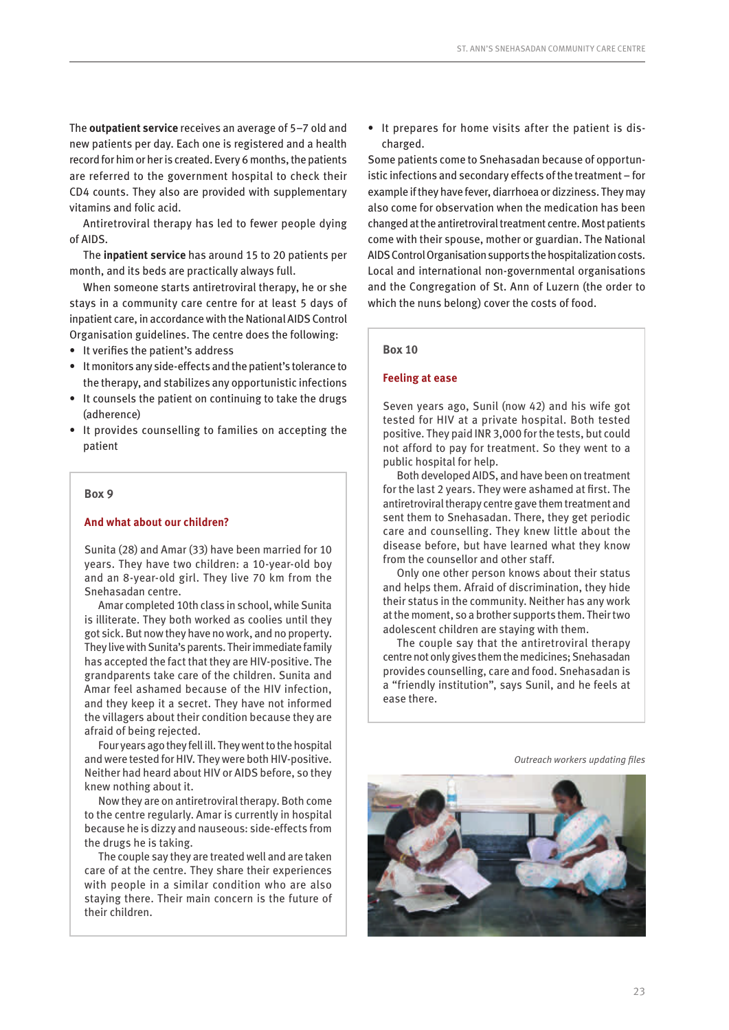The **outpatient service** receives an average of 5–7 old and new patients per day. Each one is registered and a health record for him or her is created. Every 6 months, the patients are referred to the government hospital to check their CD4 counts. They also are provided with supplementary vitamins and folic acid.

Antiretroviral therapy has led to fewer people dying of AIDS.

The **inpatient service** has around 15 to 20 patients per month, and its beds are practically always full.

When someone starts antiretroviral therapy, he or she stays in a community care centre for at least 5 days of inpatient care, in accordance with the National AIDS Control Organisation guidelines. The centre does the following:

- It verifies the patient's address
- It monitors any side-effects and the patient's tolerance to the therapy, and stabilizes any opportunistic infections
- It counsels the patient on continuing to take the drugs (adherence)
- It provides counselling to families on accepting the patient
- It prepares for home visits after the patient is discharged.

Some patients come to Snehasadan because of opportunistic infections and secondary effects of the treatment – for example if they have fever, diarrhoea or dizziness. They may also come for observation when the medication has been changed at the antiretroviral treatment centre. Most patients come with their spouse, mother or guardian. The National AIDS Control Organisation supports the hospitalization costs. Local and international non-governmental organisations and the Congregation of St. Ann of Luzern (the order to which the nuns belong) cover the costs of food.

> **Box 9**
>
> **And what about our children?**
>
> Sunita (28) and Amar (33) have been married for 10 years. They have two children: a 10-year-old boy and an 8-year-old girl. They live 70 km from the Snehasadan centre.
>
> Amar completed 10th class in school, while Sunita is illiterate. They both worked as coolies until they got sick. But now they have no work, and no property. They live with Sunita's parents. Their immediate family has accepted the fact that they are HIV-positive. The grandparents take care of the children. Sunita and Amar feel ashamed because of the HIV infection, and they keep it a secret. They have not informed the villagers about their condition because they are afraid of being rejected.
>
> Four years ago they fell ill. They went to the hospital and were tested for HIV. They were both HIV-positive. Neither had heard about HIV or AIDS before, so they knew nothing about it.
>
> Now they are on antiretroviral therapy. Both come to the centre regularly. Amar is currently in hospital because he is dizzy and nauseous: side-effects from the drugs he is taking.
>
> The couple say they are treated well and are taken care of at the centre. They share their experiences with people in a similar condition who are also staying there. Their main concern is the future of their children.

> **Box 10**
>
> **Feeling at ease**
>
> Seven years ago, Sunil (now 42) and his wife got tested for HIV at a private hospital. Both tested positive. They paid INR 3,000 for the tests, but could not afford to pay for treatment. So they went to a public hospital for help.
>
> Both developed AIDS, and have been on treatment for the last 2 years. They were ashamed at first. The antiretroviral therapy centre gave them treatment and sent them to Snehasadan. There, they get periodic care and counselling. They knew little about the disease before, but have learned what they know from the counsellor and other staff.
>
> Only one other person knows about their status and helps them. Afraid of discrimination, they hide their status in the community. Neither has any work at the moment, so a brother supports them. Their two adolescent children are staying with them.
>
> The couple say that the antiretroviral therapy centre not only gives them the medicines; Snehasadan provides counselling, care and food. Snehasadan is a "friendly institution", says Sunil, and he feels at ease there.

*Outreach workers updating files*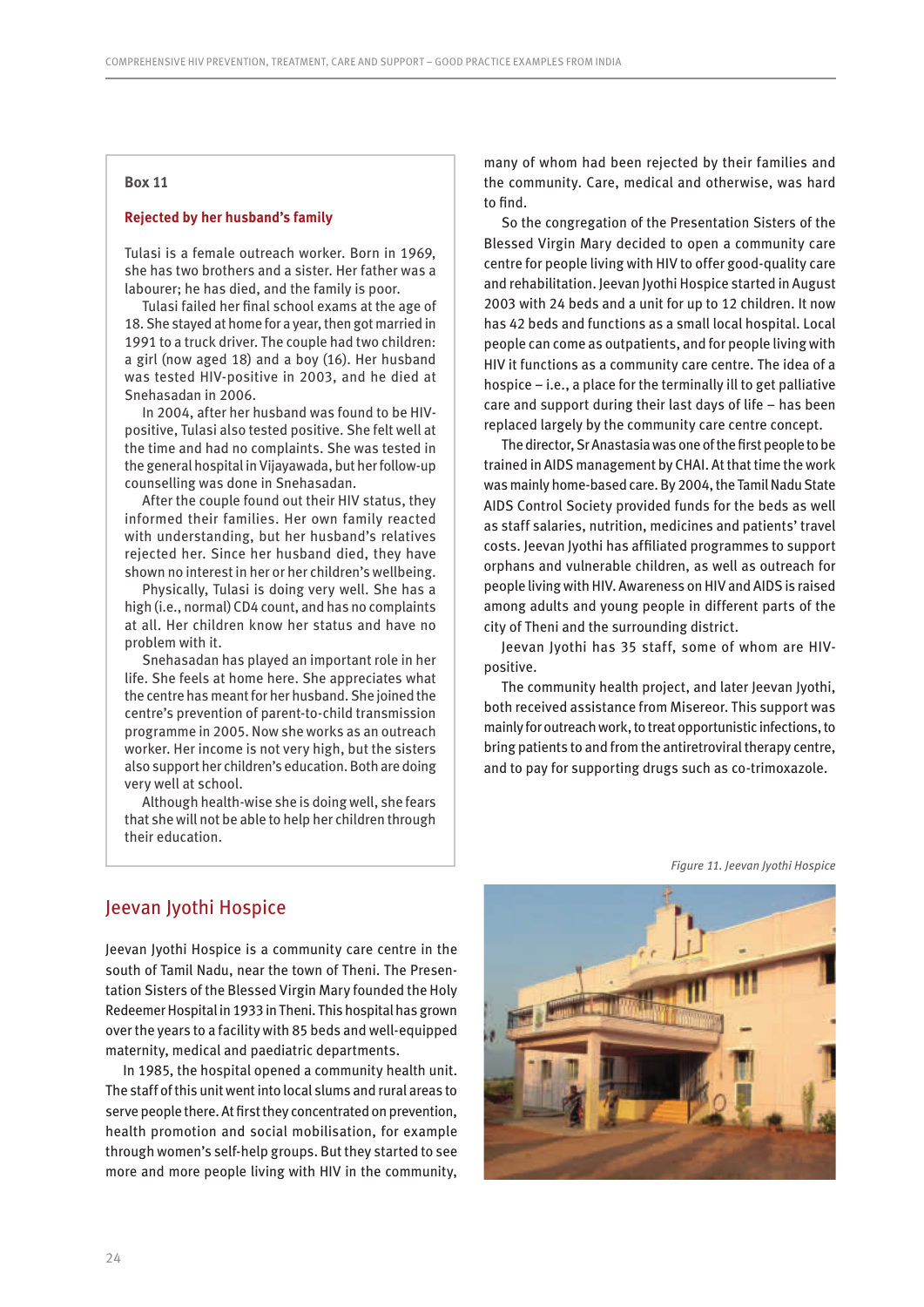### Box 11

**Rejected by her husband's family**

Tulasi is a female outreach worker. Born in 1969, she has two brothers and a sister. Her father was a labourer; he has died, and the family is poor.

Tulasi failed her final school exams at the age of 18. She stayed at home for a year, then got married in 1991 to a truck driver. The couple had two children: a girl (now aged 18) and a boy (16). Her husband was tested HIV-positive in 2003, and he died at Snehasadan in 2006.

In 2004, after her husband was found to be HIV-positive, Tulasi also tested positive. She felt well at the time and had no complaints. She was tested in the general hospital in Vijayawada, but her follow-up counselling was done in Snehasadan.

After the couple found out their HIV status, they informed their families. Her own family reacted with understanding, but her husband's relatives rejected her. Since her husband died, they have shown no interest in her or her children's wellbeing.

Physically, Tulasi is doing very well. She has a high (i.e., normal) CD4 count, and has no complaints at all. Her children know her status and have no problem with it.

Snehasadan has played an important role in her life. She feels at home here. She appreciates what the centre has meant for her husband. She joined the centre's prevention of parent-to-child transmission programme in 2005. Now she works as an outreach worker. Her income is not very high, but the sisters also support her children's education. Both are doing very well at school.

Although health-wise she is doing well, she fears that she will not be able to help her children through their education.

## Jeevan Jyothi Hospice

Jeevan Jyothi Hospice is a community care centre in the south of Tamil Nadu, near the town of Theni. The Presentation Sisters of the Blessed Virgin Mary founded the Holy Redeemer Hospital in 1933 in Theni. This hospital has grown over the years to a facility with 85 beds and well-equipped maternity, medical and paediatric departments.

In 1985, the hospital opened a community health unit. The staff of this unit went into local slums and rural areas to serve people there. At first they concentrated on prevention, health promotion and social mobilisation, for example through women's self-help groups. But they started to see more and more people living with HIV in the community, many of whom had been rejected by their families and the community. Care, medical and otherwise, was hard to find.

So the congregation of the Presentation Sisters of the Blessed Virgin Mary decided to open a community care centre for people living with HIV to offer good-quality care and rehabilitation. Jeevan Jyothi Hospice started in August 2003 with 24 beds and a unit for up to 12 children. It now has 42 beds and functions as a small local hospital. Local people can come as outpatients, and for people living with HIV it functions as a community care centre. The idea of a hospice – i.e., a place for the terminally ill to get palliative care and support during their last days of life – has been replaced largely by the community care centre concept.

The director, Sr Anastasia was one of the first people to be trained in AIDS management by CHAI. At that time the work was mainly home-based care. By 2004, the Tamil Nadu State AIDS Control Society provided funds for the beds as well as staff salaries, nutrition, medicines and patients' travel costs. Jeevan Jyothi has affiliated programmes to support orphans and vulnerable children, as well as outreach for people living with HIV. Awareness on HIV and AIDS is raised among adults and young people in different parts of the city of Theni and the surrounding district.

Jeevan Jyothi has 35 staff, some of whom are HIV-positive.

The community health project, and later Jeevan Jyothi, both received assistance from Misereor. This support was mainly for outreach work, to treat opportunistic infections, to bring patients to and from the antiretroviral therapy centre, and to pay for supporting drugs such as co-trimoxazole.

*Figure 11. Jeevan Jyothi Hospice*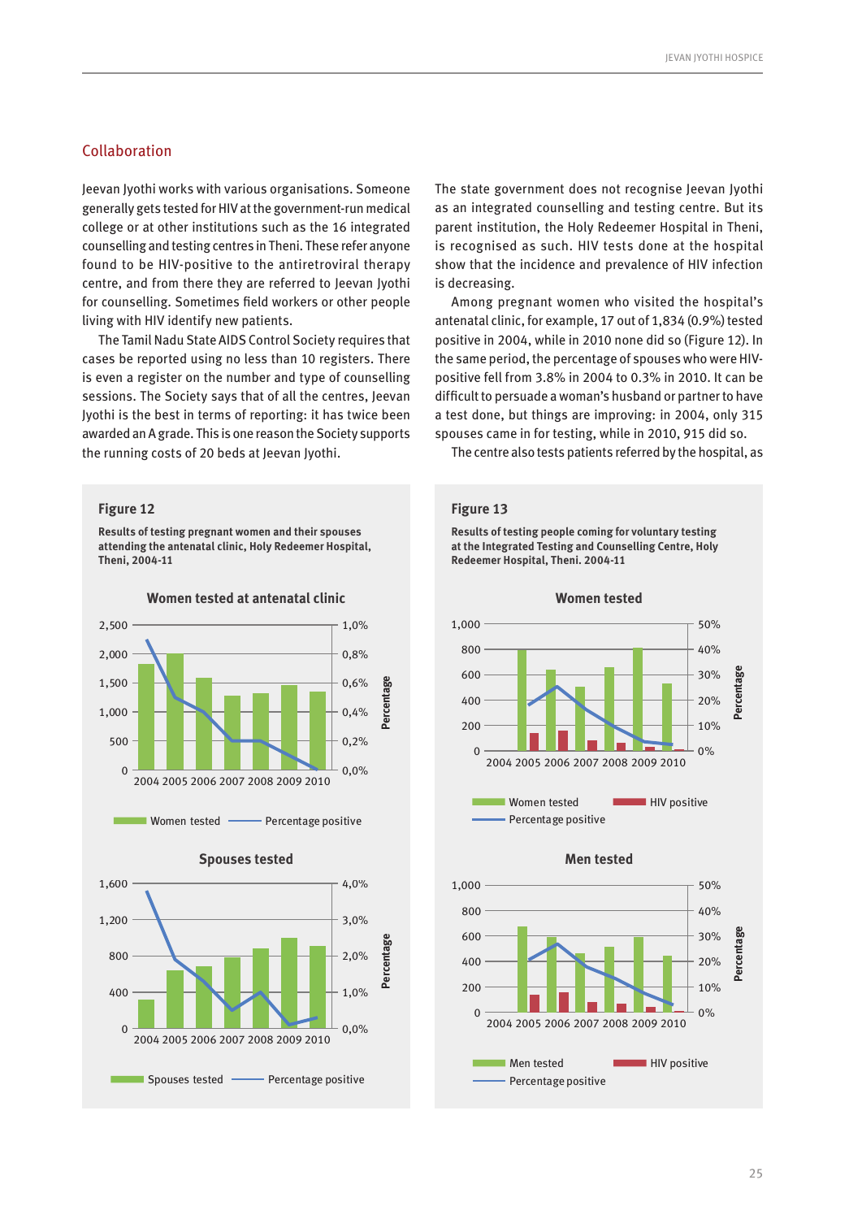## Collaboration

Jeevan Jyothi works with various organisations. Someone generally gets tested for HIV at the government-run medical college or at other institutions such as the 16 integrated counselling and testing centres in Theni. These refer anyone found to be HIV-positive to the antiretroviral therapy centre, and from there they are referred to Jeevan Jyothi for counselling. Sometimes field workers or other people living with HIV identify new patients.

The Tamil Nadu State AIDS Control Society requires that cases be reported using no less than 10 registers. There is even a register on the number and type of counselling sessions. The Society says that of all the centres, Jeevan Jyothi is the best in terms of reporting: it has twice been awarded an A grade. This is one reason the Society supports the running costs of 20 beds at Jeevan Jyothi.

The state government does not recognise Jeevan Jyothi as an integrated counselling and testing centre. But its parent institution, the Holy Redeemer Hospital in Theni, is recognised as such. HIV tests done at the hospital show that the incidence and prevalence of HIV infection is decreasing.

Among pregnant women who visited the hospital's antenatal clinic, for example, 17 out of 1,834 (0.9%) tested positive in 2004, while in 2010 none did so (Figure 12). In the same period, the percentage of spouses who were HIV-positive fell from 3.8% in 2004 to 0.3% in 2010. It can be difficult to persuade a woman's husband or partner to have a test done, but things are improving: in 2004, only 315 spouses came in for testing, while in 2010, 915 did so.

The centre also tests patients referred by the hospital, as

**Figure 12**

**Results of testing pregnant women and their spouses attending the antenatal clinic, Holy Redeemer Hospital, Theni, 2004-11**

**Figure 13**

**Results of testing people coming for voluntary testing at the Integrated Testing and Counselling Centre, Holy Redeemer Hospital, Theni. 2004-11**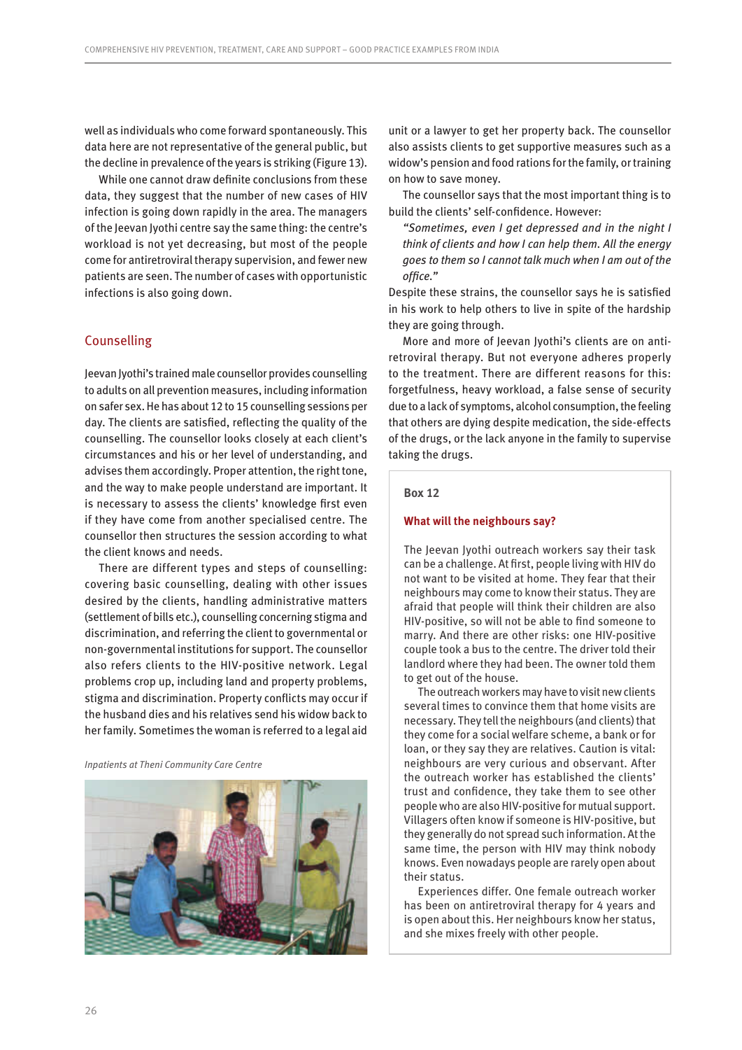well as individuals who come forward spontaneously. This data here are not representative of the general public, but the decline in prevalence of the years is striking (Figure 13).

While one cannot draw definite conclusions from these data, they suggest that the number of new cases of HIV infection is going down rapidly in the area. The managers of the Jeevan Jyothi centre say the same thing: the centre's workload is not yet decreasing, but most of the people come for antiretroviral therapy supervision, and fewer new patients are seen. The number of cases with opportunistic infections is also going down.

## Counselling

Jeevan Jyothi's trained male counsellor provides counselling to adults on all prevention measures, including information on safer sex. He has about 12 to 15 counselling sessions per day. The clients are satisfied, reflecting the quality of the counselling. The counsellor looks closely at each client's circumstances and his or her level of understanding, and advises them accordingly. Proper attention, the right tone, and the way to make people understand are important. It is necessary to assess the clients' knowledge first even if they have come from another specialised centre. The counsellor then structures the session according to what the client knows and needs.

There are different types and steps of counselling: covering basic counselling, dealing with other issues desired by the clients, handling administrative matters (settlement of bills etc.), counselling concerning stigma and discrimination, and referring the client to governmental or non-governmental institutions for support. The counsellor also refers clients to the HIV-positive network. Legal problems crop up, including land and property problems, stigma and discrimination. Property conflicts may occur if the husband dies and his relatives send his widow back to her family. Sometimes the woman is referred to a legal aid unit or a lawyer to get her property back. The counsellor also assists clients to get supportive measures such as a widow's pension and food rations for the family, or training on how to save money.

*Inpatients at Theni Community Care Centre*

The counsellor says that the most important thing is to build the clients' self-confidence. However:

> *"Sometimes, even I get depressed and in the night I think of clients and how I can help them. All the energy goes to them so I cannot talk much when I am out of the office."*

Despite these strains, the counsellor says he is satisfied in his work to help others to live in spite of the hardship they are going through.

More and more of Jeevan Jyothi's clients are on antiretroviral therapy. But not everyone adheres properly to the treatment. There are different reasons for this: forgetfulness, heavy workload, a false sense of security due to a lack of symptoms, alcohol consumption, the feeling that others are dying despite medication, the side-effects of the drugs, or the lack anyone in the family to supervise taking the drugs.

**Box 12**

**What will the neighbours say?**

The Jeevan Jyothi outreach workers say their task can be a challenge. At first, people living with HIV do not want to be visited at home. They fear that their neighbours may come to know their status. They are afraid that people will think their children are also HIV-positive, so will not be able to find someone to marry. And there are other risks: one HIV-positive couple took a bus to the centre. The driver told their landlord where they had been. The owner told them to get out of the house.

The outreach workers may have to visit new clients several times to convince them that home visits are necessary. They tell the neighbours (and clients) that they come for a social welfare scheme, a bank or for loan, or they say they are relatives. Caution is vital: neighbours are very curious and observant. After the outreach worker has established the clients' trust and confidence, they take them to see other people who are also HIV-positive for mutual support. Villagers often know if someone is HIV-positive, but they generally do not spread such information. At the same time, the person with HIV may think nobody knows. Even nowadays people are rarely open about their status.

Experiences differ. One female outreach worker has been on antiretroviral therapy for 4 years and is open about this. Her neighbours know her status, and she mixes freely with other people.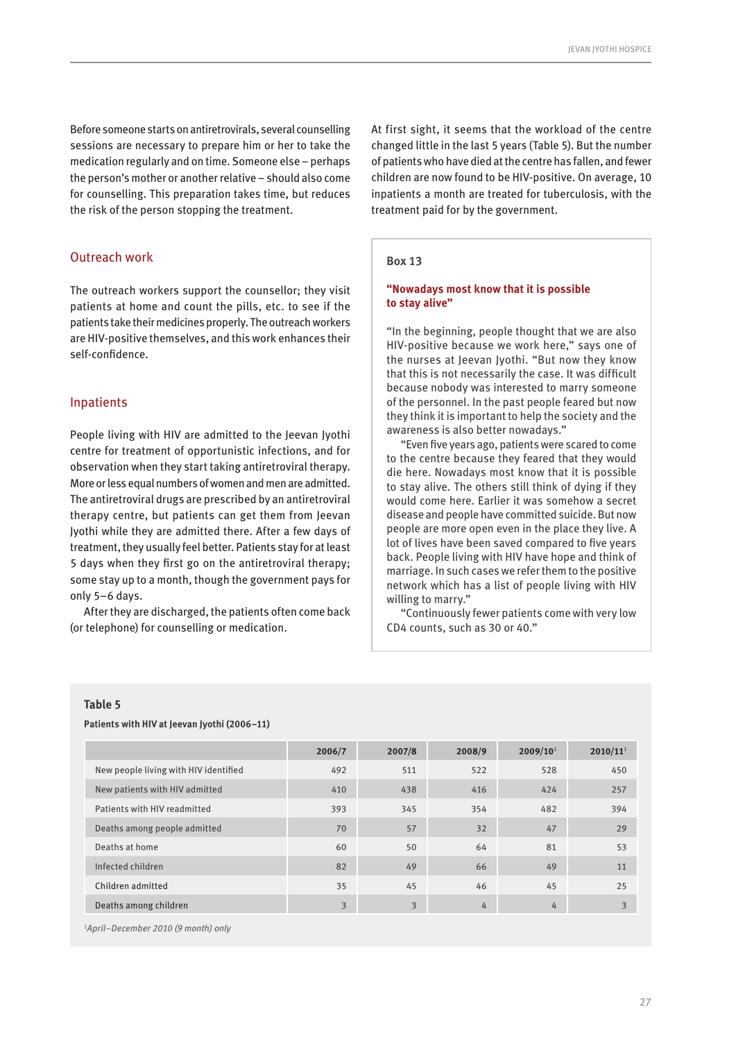Before someone starts on antiretrovirals, several counselling sessions are necessary to prepare him or her to take the medication regularly and on time. Someone else – perhaps the person's mother or another relative – should also come for counselling. This preparation takes time, but reduces the risk of the person stopping the treatment.

## Outreach work

The outreach workers support the counsellor; they visit patients at home and count the pills, etc. to see if the patients take their medicines properly. The outreach workers are HIV-positive themselves, and this work enhances their self-confidence.

## Inpatients

People living with HIV are admitted to the Jeevan Jyothi centre for treatment of opportunistic infections, and for observation when they start taking antiretroviral therapy. More or less equal numbers of women and men are admitted. The antiretroviral drugs are prescribed by an antiretroviral therapy centre, but patients can get them from Jeevan Jyothi while they are admitted there. After a few days of treatment, they usually feel better. Patients stay for at least 5 days when they first go on the antiretroviral therapy; some stay up to a month, though the government pays for only 5–6 days.

After they are discharged, the patients often come back (or telephone) for counselling or medication.

At first sight, it seems that the workload of the centre changed little in the last 5 years (Table 5). But the number of patients who have died at the centre has fallen, and fewer children are now found to be HIV-positive. On average, 10 inpatients a month are treated for tuberculosis, with the treatment paid for by the government.

> **Box 13**
>
> **"Nowadays most know that it is possible to stay alive"**
>
> "In the beginning, people thought that we are also HIV-positive because we work here," says one of the nurses at Jeevan Jyothi. "But now they know that this is not necessarily the case. It was difficult because nobody was interested to marry someone of the personnel. In the past people feared but now they think it is important to help the society and the awareness is also better nowadays."
>
> "Even five years ago, patients were scared to come to the centre because they feared that they would die here. Nowadays most know that it is possible to stay alive. The others still think of dying if they would come here. Earlier it was somehow a secret disease and people have committed suicide. But now people are more open even in the place they live. A lot of lives have been saved compared to five years back. People living with HIV have hope and think of marriage. In such cases we refer them to the positive network which has a list of people living with HIV willing to marry."
>
> "Continuously fewer patients come with very low CD4 counts, such as 30 or 40."

**Table 5**

**Patients with HIV at Jeevan Jyothi (2006–11)**

| | 2006/7 | 2007/8 | 2008/9 | 2009/10[1] | 2010/11[1] |
|---|---|---|---|---|---|
| New people living with HIV identified | 492 | 511 | 522 | 528 | 450 |
| New patients with HIV admitted | 410 | 438 | 416 | 424 | 257 |
| Patients with HIV readmitted | 393 | 345 | 354 | 482 | 394 |
| Deaths among people admitted | 70 | 57 | 32 | 47 | 29 |
| Deaths at home | 60 | 50 | 64 | 81 | 53 |
| Infected children | 82 | 49 | 66 | 49 | 11 |
| Children admitted | 35 | 45 | 46 | 45 | 25 |
| Deaths among children | 3 | 3 | 4 | 4 | 3 |

*[1]April–December 2010 (9 month) only*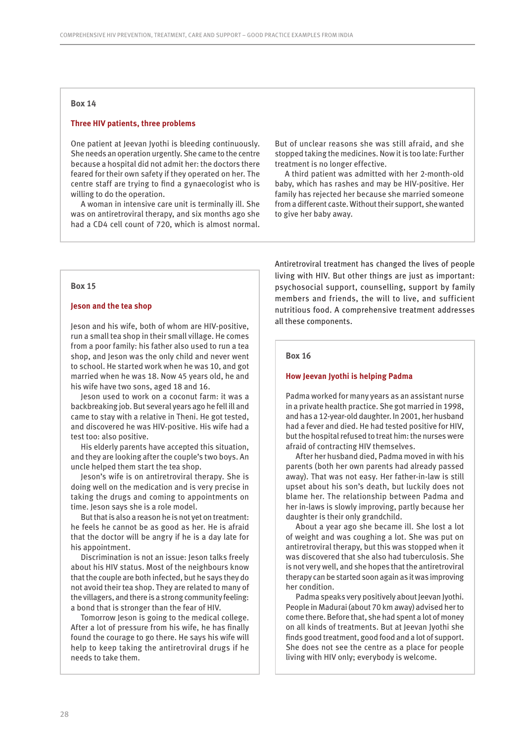### Box 14

#### Three HIV patients, three problems

One patient at Jeevan Jyothi is bleeding continuously. She needs an operation urgently. She came to the centre because a hospital did not admit her: the doctors there feared for their own safety if they operated on her. The centre staff are trying to find a gynaecologist who is willing to do the operation.

A woman in intensive care unit is terminally ill. She was on antiretroviral therapy, and six months ago she had a CD4 cell count of 720, which is almost normal. But of unclear reasons she was still afraid, and she stopped taking the medicines. Now it is too late: Further treatment is no longer effective.

A third patient was admitted with her 2-month-old baby, which has rashes and may be HIV-positive. Her family has rejected her because she married someone from a different caste. Without their support, she wanted to give her baby away.

### Box 15

#### Jeson and the tea shop

Jeson and his wife, both of whom are HIV-positive, run a small tea shop in their small village. He comes from a poor family: his father also used to run a tea shop, and Jeson was the only child and never went to school. He started work when he was 10, and got married when he was 18. Now 45 years old, he and his wife have two sons, aged 18 and 16.

Jeson used to work on a coconut farm: it was a backbreaking job. But several years ago he fell ill and came to stay with a relative in Theni. He got tested, and discovered he was HIV-positive. His wife had a test too: also positive.

His elderly parents have accepted this situation, and they are looking after the couple's two boys. An uncle helped them start the tea shop.

Jeson's wife is on antiretroviral therapy. She is doing well on the medication and is very precise in taking the drugs and coming to appointments on time. Jeson says she is a role model.

But that is also a reason he is not yet on treatment: he feels he cannot be as good as her. He is afraid that the doctor will be angry if he is a day late for his appointment.

Discrimination is not an issue: Jeson talks freely about his HIV status. Most of the neighbours know that the couple are both infected, but he says they do not avoid their tea shop. They are related to many of the villagers, and there is a strong community feeling: a bond that is stronger than the fear of HIV.

Tomorrow Jeson is going to the medical college. After a lot of pressure from his wife, he has finally found the courage to go there. He says his wife will help to keep taking the antiretroviral drugs if he needs to take them.

Antiretroviral treatment has changed the lives of people living with HIV. But other things are just as important: psychosocial support, counselling, support by family members and friends, the will to live, and sufficient nutritious food. A comprehensive treatment addresses all these components.

### Box 16

#### How Jeevan Jyothi is helping Padma

Padma worked for many years as an assistant nurse in a private health practice. She got married in 1998, and has a 12-year-old daughter. In 2001, her husband had a fever and died. He had tested positive for HIV, but the hospital refused to treat him: the nurses were afraid of contracting HIV themselves.

After her husband died, Padma moved in with his parents (both her own parents had already passed away). That was not easy. Her father-in-law is still upset about his son's death, but luckily does not blame her. The relationship between Padma and her in-laws is slowly improving, partly because her daughter is their only grandchild.

About a year ago she became ill. She lost a lot of weight and was coughing a lot. She was put on antiretroviral therapy, but this was stopped when it was discovered that she also had tuberculosis. She is not very well, and she hopes that the antiretroviral therapy can be started soon again as it was improving her condition.

Padma speaks very positively about Jeevan Jyothi. People in Madurai (about 70 km away) advised her to come there. Before that, she had spent a lot of money on all kinds of treatments. But at Jeevan Jyothi she finds good treatment, good food and a lot of support. She does not see the centre as a place for people living with HIV only; everybody is welcome.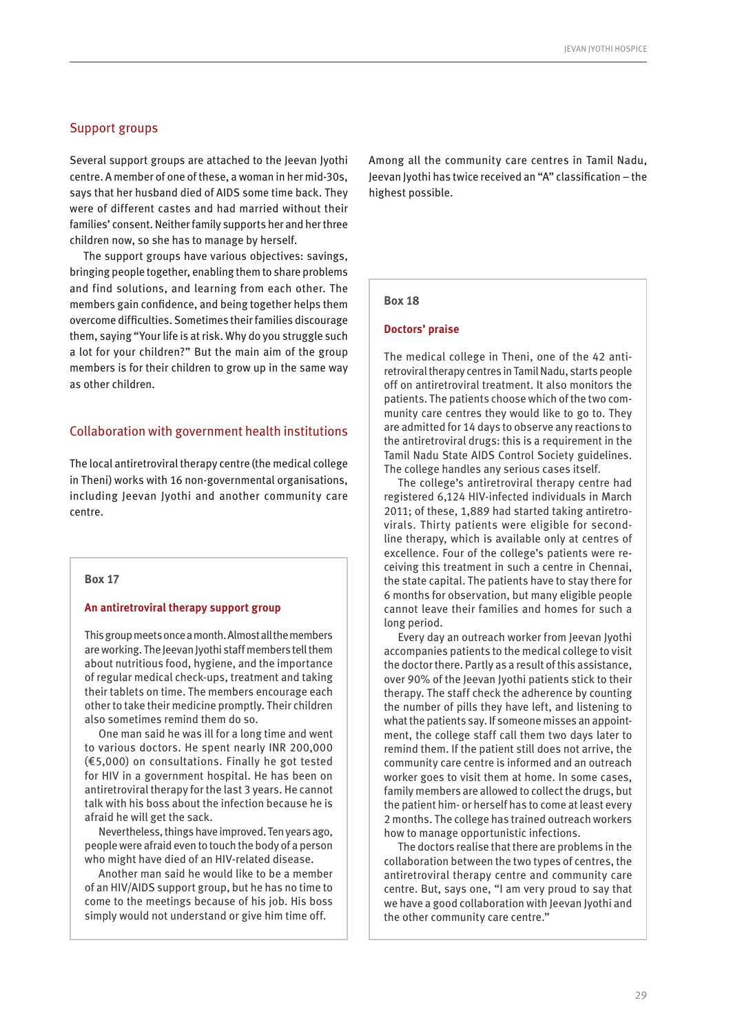## Support groups

Several support groups are attached to the Jeevan Jyothi centre. A member of one of these, a woman in her mid-30s, says that her husband died of AIDS some time back. They were of different castes and had married without their families' consent. Neither family supports her and her three children now, so she has to manage by herself.

The support groups have various objectives: savings, bringing people together, enabling them to share problems and find solutions, and learning from each other. The members gain confidence, and being together helps them overcome difficulties. Sometimes their families discourage them, saying "Your life is at risk. Why do you struggle such a lot for your children?" But the main aim of the group members is for their children to grow up in the same way as other children.

## Collaboration with government health institutions

The local antiretroviral therapy centre (the medical college in Theni) works with 16 non-governmental organisations, including Jeevan Jyothi and another community care centre.

> **Box 17**
>
> **An antiretroviral therapy support group**
>
> This group meets once a month. Almost all the members are working. The Jeevan Jyothi staff members tell them about nutritious food, hygiene, and the importance of regular medical check-ups, treatment and taking their tablets on time. The members encourage each other to take their medicine promptly. Their children also sometimes remind them do so.
>
> One man said he was ill for a long time and went to various doctors. He spent nearly INR 200,000 (€5,000) on consultations. Finally he got tested for HIV in a government hospital. He has been on antiretroviral therapy for the last 3 years. He cannot talk with his boss about the infection because he is afraid he will get the sack.
>
> Nevertheless, things have improved. Ten years ago, people were afraid even to touch the body of a person who might have died of an HIV-related disease.
>
> Another man said he would like to be a member of an HIV/AIDS support group, but he has no time to come to the meetings because of his job. His boss simply would not understand or give him time off.

Among all the community care centres in Tamil Nadu, Jeevan Jyothi has twice received an "A" classification – the highest possible.

> **Box 18**
>
> **Doctors' praise**
>
> The medical college in Theni, one of the 42 antiretroviral therapy centres in Tamil Nadu, starts people off on antiretroviral treatment. It also monitors the patients. The patients choose which of the two community care centres they would like to go to. They are admitted for 14 days to observe any reactions to the antiretroviral drugs: this is a requirement in the Tamil Nadu State AIDS Control Society guidelines. The college handles any serious cases itself.
>
> The college's antiretroviral therapy centre had registered 6,124 HIV-infected individuals in March 2011; of these, 1,889 had started taking antiretrovirals. Thirty patients were eligible for second-line therapy, which is available only at centres of excellence. Four of the college's patients were receiving this treatment in such a centre in Chennai, the state capital. The patients have to stay there for 6 months for observation, but many eligible people cannot leave their families and homes for such a long period.
>
> Every day an outreach worker from Jeevan Jyothi accompanies patients to the medical college to visit the doctor there. Partly as a result of this assistance, over 90% of the Jeevan Jyothi patients stick to their therapy. The staff check the adherence by counting the number of pills they have left, and listening to what the patients say. If someone misses an appointment, the college staff call them two days later to remind them. If the patient still does not arrive, the community care centre is informed and an outreach worker goes to visit them at home. In some cases, family members are allowed to collect the drugs, but the patient him- or herself has to come at least every 2 months. The college has trained outreach workers how to manage opportunistic infections.
>
> The doctors realise that there are problems in the collaboration between the two types of centres, the antiretroviral therapy centre and community care centre. But, says one, "I am very proud to say that we have a good collaboration with Jeevan Jyothi and the other community care centre."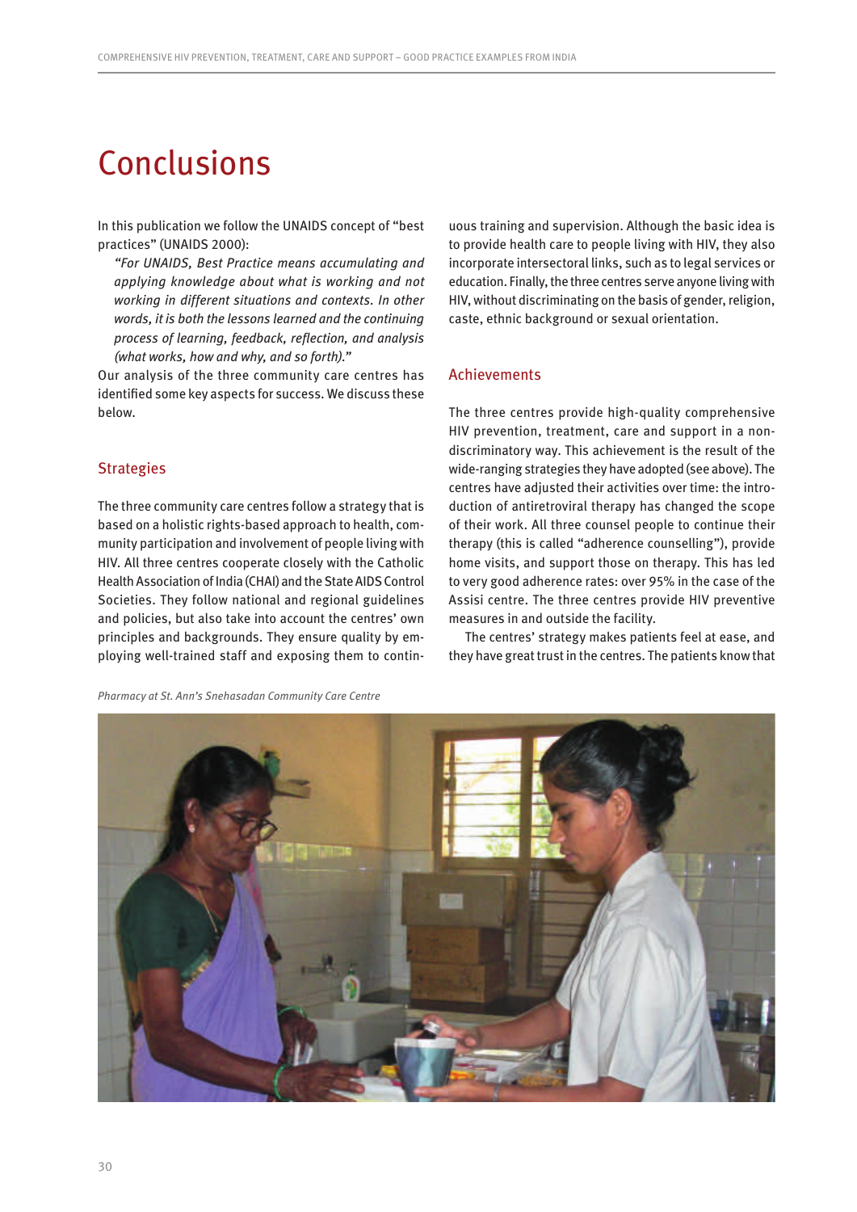# Conclusions

In this publication we follow the UNAIDS concept of "best practices" (UNAIDS 2000):

> *"For UNAIDS, Best Practice means accumulating and applying knowledge about what is working and not working in different situations and contexts. In other words, it is both the lessons learned and the continuing process of learning, feedback, reflection, and analysis (what works, how and why, and so forth)."*

Our analysis of the three community care centres has identified some key aspects for success. We discuss these below.

## Strategies

The three community care centres follow a strategy that is based on a holistic rights-based approach to health, community participation and involvement of people living with HIV. All three centres cooperate closely with the Catholic Health Association of India (CHAI) and the State AIDS Control Societies. They follow national and regional guidelines and policies, but also take into account the centres' own principles and backgrounds. They ensure quality by employing well-trained staff and exposing them to continuous training and supervision. Although the basic idea is to provide health care to people living with HIV, they also incorporate intersectoral links, such as to legal services or education. Finally, the three centres serve anyone living with HIV, without discriminating on the basis of gender, religion, caste, ethnic background or sexual orientation.

## Achievements

The three centres provide high-quality comprehensive HIV prevention, treatment, care and support in a non-discriminatory way. This achievement is the result of the wide-ranging strategies they have adopted (see above). The centres have adjusted their activities over time: the introduction of antiretroviral therapy has changed the scope of their work. All three counsel people to continue their therapy (this is called "adherence counselling"), provide home visits, and support those on therapy. This has led to very good adherence rates: over 95% in the case of the Assisi centre. The three centres provide HIV preventive measures in and outside the facility.

The centres' strategy makes patients feel at ease, and they have great trust in the centres. The patients know that

*Pharmacy at St. Ann's Snehasadan Community Care Centre*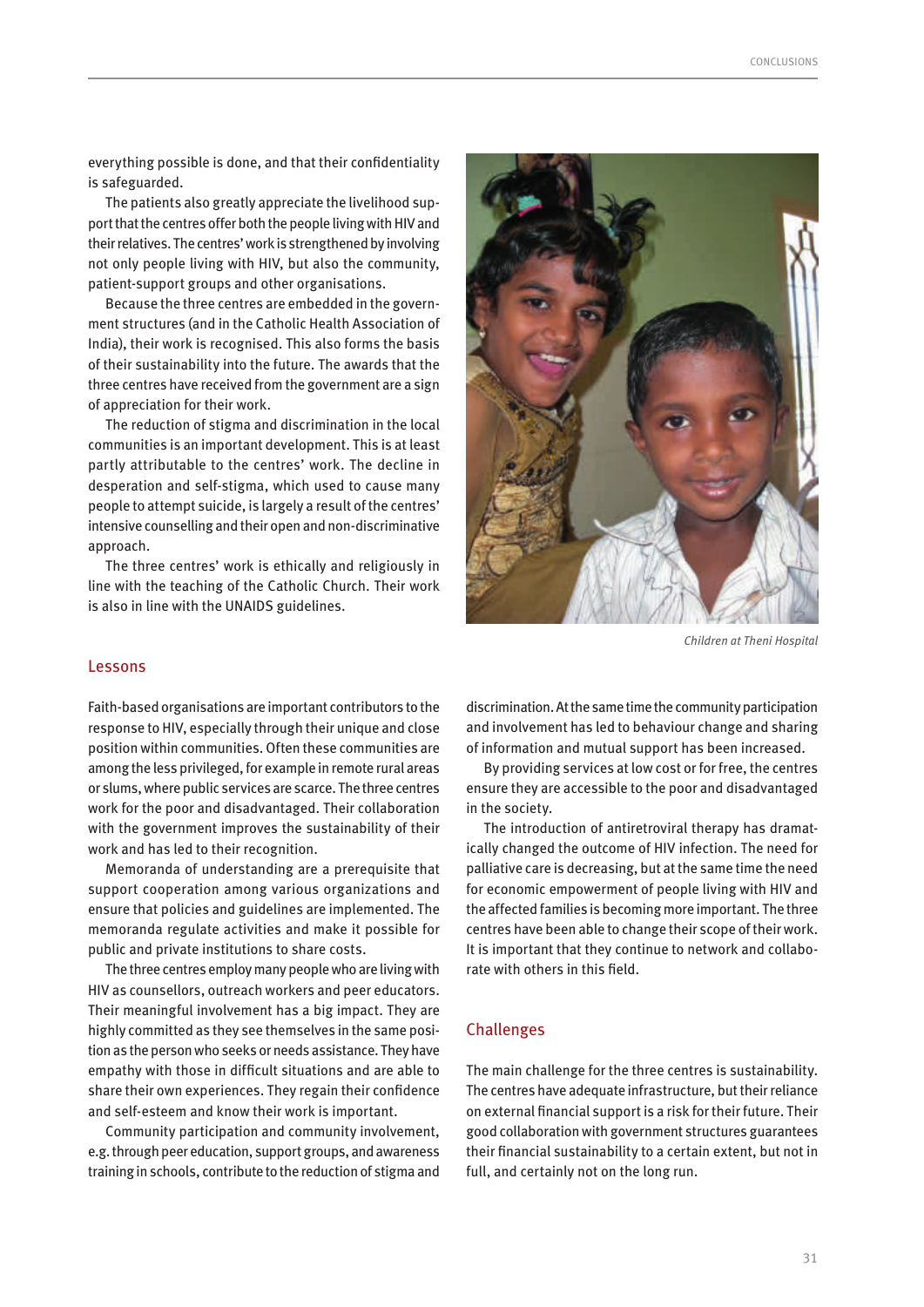everything possible is done, and that their confidentiality is safeguarded.

The patients also greatly appreciate the livelihood support that the centres offer both the people living with HIV and their relatives. The centres' work is strengthened by involving not only people living with HIV, but also the community, patient-support groups and other organisations.

Because the three centres are embedded in the government structures (and in the Catholic Health Association of India), their work is recognised. This also forms the basis of their sustainability into the future. The awards that the three centres have received from the government are a sign of appreciation for their work.

The reduction of stigma and discrimination in the local communities is an important development. This is at least partly attributable to the centres' work. The decline in desperation and self-stigma, which used to cause many people to attempt suicide, is largely a result of the centres' intensive counselling and their open and non-discriminative approach.

The three centres' work is ethically and religiously in line with the teaching of the Catholic Church. Their work is also in line with the UNAIDS guidelines.

*Children at Theni Hospital*

## Lessons

Faith-based organisations are important contributors to the response to HIV, especially through their unique and close position within communities. Often these communities are among the less privileged, for example in remote rural areas or slums, where public services are scarce. The three centres work for the poor and disadvantaged. Their collaboration with the government improves the sustainability of their work and has led to their recognition.

Memoranda of understanding are a prerequisite that support cooperation among various organizations and ensure that policies and guidelines are implemented. The memoranda regulate activities and make it possible for public and private institutions to share costs.

The three centres employ many people who are living with HIV as counsellors, outreach workers and peer educators. Their meaningful involvement has a big impact. They are highly committed as they see themselves in the same position as the person who seeks or needs assistance. They have empathy with those in difficult situations and are able to share their own experiences. They regain their confidence and self-esteem and know their work is important.

Community participation and community involvement, e.g. through peer education, support groups, and awareness training in schools, contribute to the reduction of stigma and discrimination. At the same time the community participation and involvement has led to behaviour change and sharing of information and mutual support has been increased.

By providing services at low cost or for free, the centres ensure they are accessible to the poor and disadvantaged in the society.

The introduction of antiretroviral therapy has dramatically changed the outcome of HIV infection. The need for palliative care is decreasing, but at the same time the need for economic empowerment of people living with HIV and the affected families is becoming more important. The three centres have been able to change their scope of their work. It is important that they continue to network and collaborate with others in this field.

## Challenges

The main challenge for the three centres is sustainability. The centres have adequate infrastructure, but their reliance on external financial support is a risk for their future. Their good collaboration with government structures guarantees their financial sustainability to a certain extent, but not in full, and certainly not on the long run.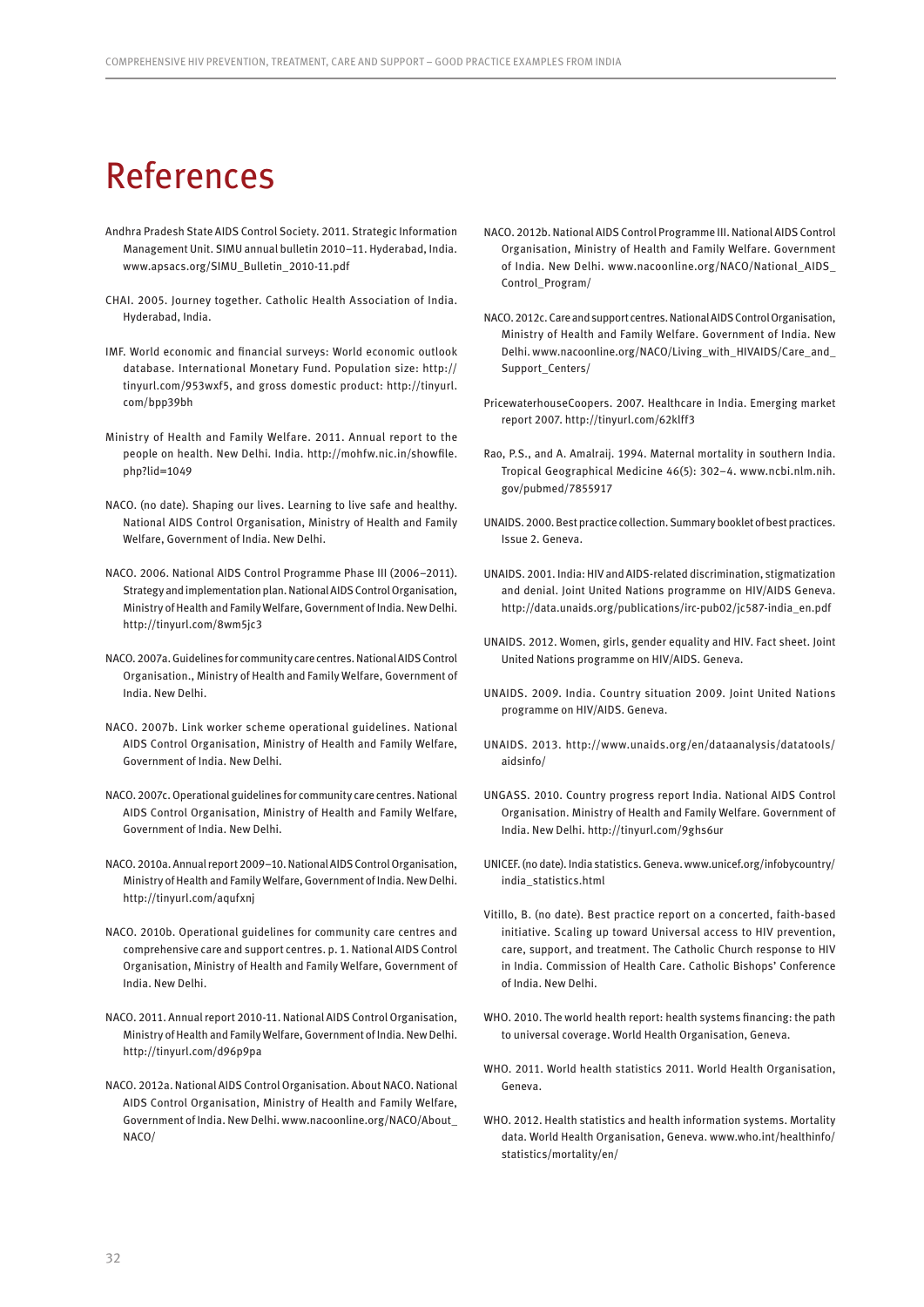# References

Andhra Pradesh State AIDS Control Society. 2011. Strategic Information Management Unit. SIMU annual bulletin 2010–11. Hyderabad, India. www.apsacs.org/SIMU_Bulletin_2010-11.pdf

CHAI. 2005. Journey together. Catholic Health Association of India. Hyderabad, India.

IMF. World economic and financial surveys: World economic outlook database. International Monetary Fund. Population size: http://tinyurl.com/953wxf5, and gross domestic product: http://tinyurl.com/bpp39bh

Ministry of Health and Family Welfare. 2011. Annual report to the people on health. New Delhi. India. http://mohfw.nic.in/showfile.php?lid=1049

NACO. (no date). Shaping our lives. Learning to live safe and healthy. National AIDS Control Organisation, Ministry of Health and Family Welfare, Government of India. New Delhi.

NACO. 2006. National AIDS Control Programme Phase III (2006–2011). Strategy and implementation plan. National AIDS Control Organisation, Ministry of Health and Family Welfare, Government of India. New Delhi. http://tinyurl.com/8wm5jc3

NACO. 2007a. Guidelines for community care centres. National AIDS Control Organisation., Ministry of Health and Family Welfare, Government of India. New Delhi.

NACO. 2007b. Link worker scheme operational guidelines. National AIDS Control Organisation, Ministry of Health and Family Welfare, Government of India. New Delhi.

NACO. 2007c. Operational guidelines for community care centres. National AIDS Control Organisation, Ministry of Health and Family Welfare, Government of India. New Delhi.

NACO. 2010a. Annual report 2009–10. National AIDS Control Organisation, Ministry of Health and Family Welfare, Government of India. New Delhi. http://tinyurl.com/aqufxnj

NACO. 2010b. Operational guidelines for community care centres and comprehensive care and support centres. p. 1. National AIDS Control Organisation, Ministry of Health and Family Welfare, Government of India. New Delhi.

NACO. 2011. Annual report 2010-11. National AIDS Control Organisation, Ministry of Health and Family Welfare, Government of India. New Delhi. http://tinyurl.com/d96p9pa

NACO. 2012a. National AIDS Control Organisation. About NACO. National AIDS Control Organisation, Ministry of Health and Family Welfare, Government of India. New Delhi. www.nacoonline.org/NACO/About_NACO/

NACO. 2012b. National AIDS Control Programme III. National AIDS Control Organisation, Ministry of Health and Family Welfare. Government of India. New Delhi. www.nacoonline.org/NACO/National_AIDS_Control_Program/

NACO. 2012c. Care and support centres. National AIDS Control Organisation, Ministry of Health and Family Welfare. Government of India. New Delhi. www.nacoonline.org/NACO/Living_with_HIVAIDS/Care_and_Support_Centers/

PricewaterhouseCoopers. 2007. Healthcare in India. Emerging market report 2007. http://tinyurl.com/62klff3

Rao, P.S., and A. Amalraij. 1994. Maternal mortality in southern India. Tropical Geographical Medicine 46(5): 302–4. www.ncbi.nlm.nih.gov/pubmed/7855917

UNAIDS. 2000. Best practice collection. Summary booklet of best practices. Issue 2. Geneva.

UNAIDS. 2001. India: HIV and AIDS-related discrimination, stigmatization and denial. Joint United Nations programme on HIV/AIDS Geneva. http://data.unaids.org/publications/irc-pub02/jc587-india_en.pdf

UNAIDS. 2012. Women, girls, gender equality and HIV. Fact sheet. Joint United Nations programme on HIV/AIDS. Geneva.

UNAIDS. 2009. India. Country situation 2009. Joint United Nations programme on HIV/AIDS. Geneva.

UNAIDS. 2013. http://www.unaids.org/en/dataanalysis/datatools/aidsinfo/

UNGASS. 2010. Country progress report India. National AIDS Control Organisation. Ministry of Health and Family Welfare. Government of India. New Delhi. http://tinyurl.com/9ghs6ur

UNICEF. (no date). India statistics. Geneva. www.unicef.org/infobycountry/india_statistics.html

Vitillo, B. (no date). Best practice report on a concerted, faith-based initiative. Scaling up toward Universal access to HIV prevention, care, support, and treatment. The Catholic Church response to HIV in India. Commission of Health Care. Catholic Bishops' Conference of India. New Delhi.

WHO. 2010. The world health report: health systems financing: the path to universal coverage. World Health Organisation, Geneva.

WHO. 2011. World health statistics 2011. World Health Organisation, Geneva.

WHO. 2012. Health statistics and health information systems. Mortality data. World Health Organisation, Geneva. www.who.int/healthinfo/statistics/mortality/en/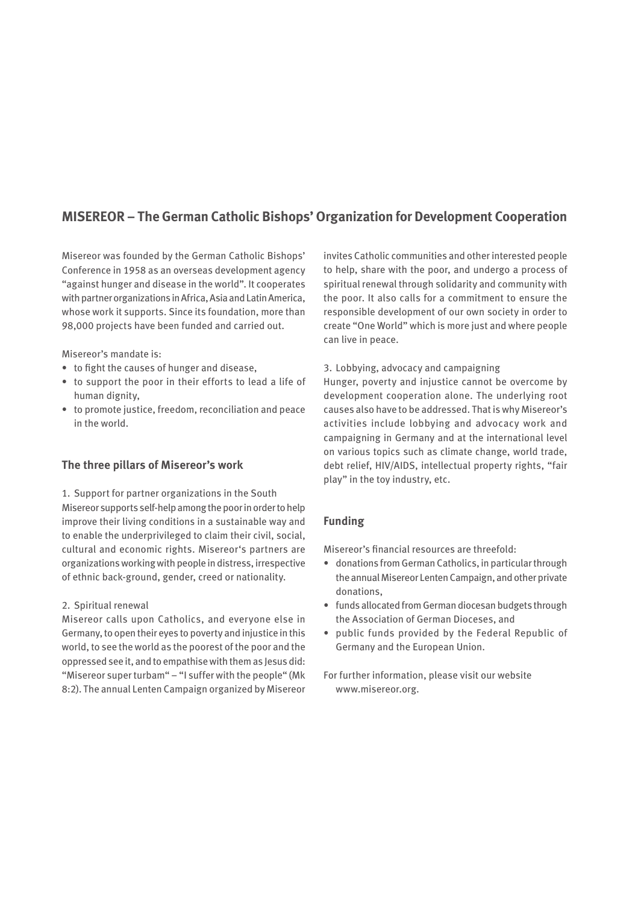## MISEREOR – The German Catholic Bishops' Organization for Development Cooperation

Misereor was founded by the German Catholic Bishops' Conference in 1958 as an overseas development agency "against hunger and disease in the world". It cooperates with partner organizations in Africa, Asia and Latin America, whose work it supports. Since its foundation, more than 98,000 projects have been funded and carried out.

Misereor's mandate is:

- to fight the causes of hunger and disease,
- to support the poor in their efforts to lead a life of human dignity,
- to promote justice, freedom, reconciliation and peace in the world.

### The three pillars of Misereor's work

1. Support for partner organizations in the South

Misereor supports self-help among the poor in order to help improve their living conditions in a sustainable way and to enable the underprivileged to claim their civil, social, cultural and economic rights. Misereor's partners are organizations working with people in distress, irrespective of ethnic back-ground, gender, creed or nationality.

2. Spiritual renewal

Misereor calls upon Catholics, and everyone else in Germany, to open their eyes to poverty and injustice in this world, to see the world as the poorest of the poor and the oppressed see it, and to empathise with them as Jesus did: "Misereor super turbam" – "I suffer with the people" (Mk 8:2). The annual Lenten Campaign organized by Misereor invites Catholic communities and other interested people to help, share with the poor, and undergo a process of spiritual renewal through solidarity and community with the poor. It also calls for a commitment to ensure the responsible development of our own society in order to create "One World" which is more just and where people can live in peace.

3. Lobbying, advocacy and campaigning

Hunger, poverty and injustice cannot be overcome by development cooperation alone. The underlying root causes also have to be addressed. That is why Misereor's activities include lobbying and advocacy work and campaigning in Germany and at the international level on various topics such as climate change, world trade, debt relief, HIV/AIDS, intellectual property rights, "fair play" in the toy industry, etc.

### Funding

Misereor's financial resources are threefold:

- donations from German Catholics, in particular through the annual Misereor Lenten Campaign, and other private donations,
- funds allocated from German diocesan budgets through the Association of German Dioceses, and
- public funds provided by the Federal Republic of Germany and the European Union.

For further information, please visit our website www.misereor.org.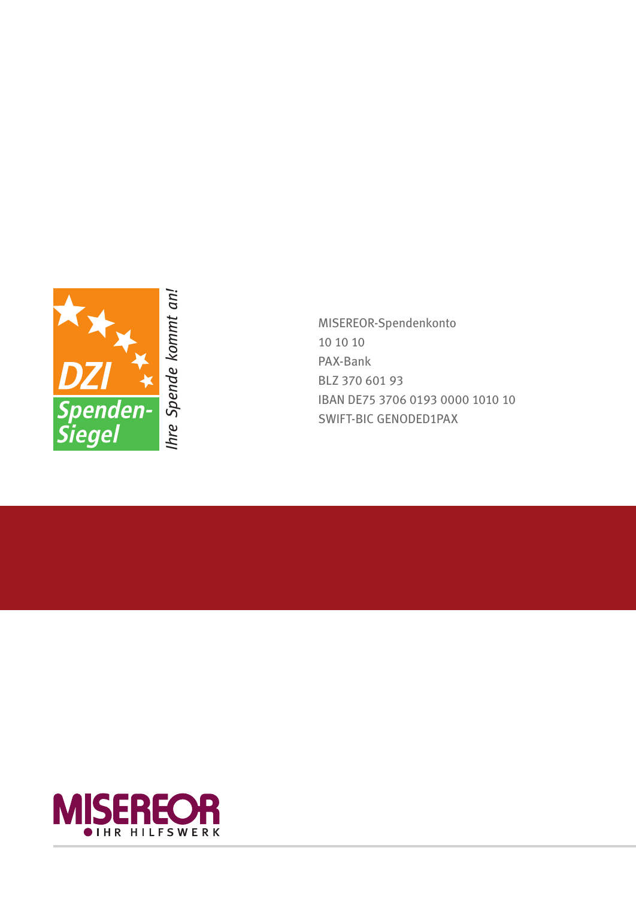DZI Spenden-Siegel

Ihre Spende kommt an!

MISEREOR-Spendenkonto
10 10 10
PAX-Bank
BLZ 370 601 93
IBAN DE75 3706 0193 0000 1010 10
SWIFT-BIC GENODED1PAX

MISEREOR
IHR HILFSWERK